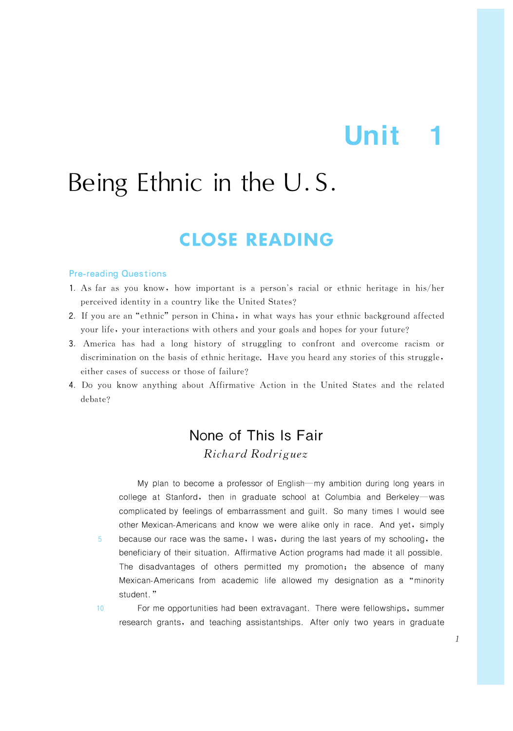# Unit 1

# Being Ethnic in the U.S.

## CLOSE READING

### Pre-reading Questions

1. As far as you know, how important is a person's racial or ethnic heritage in his/her perceived identity in a country like the United States?
2. If you are an "ethnic" person in China, in what ways has your ethnic background affected your life, your interactions with others and your goals and hopes for your future?
3. America has had a long history of struggling to confront and overcome racism or discrimination on the basis of ethnic heritage. Have you heard any stories of this struggle, either cases of success or those of failure?
4. Do you know anything about Affirmative Action in the United States and the related debate?

## None of This Is Fair

*Richard Rodriguez*

My plan to become a professor of English—my ambition during long years in college at Stanford, then in graduate school at Columbia and Berkeley—was complicated by feelings of embarrassment and guilt. So many times I would see other Mexican-Americans and know we were alike only in race. And yet, simply because our race was the same, I was, during the last years of my schooling, the beneficiary of their situation. Affirmative Action programs had made it all possible. The disadvantages of others permitted my promotion; the absence of many Mexican-Americans from academic life allowed my designation as a "minority student."

For me opportunities had been extravagant. There were fellowships, summer research grants, and teaching assistantships. After only two years in graduate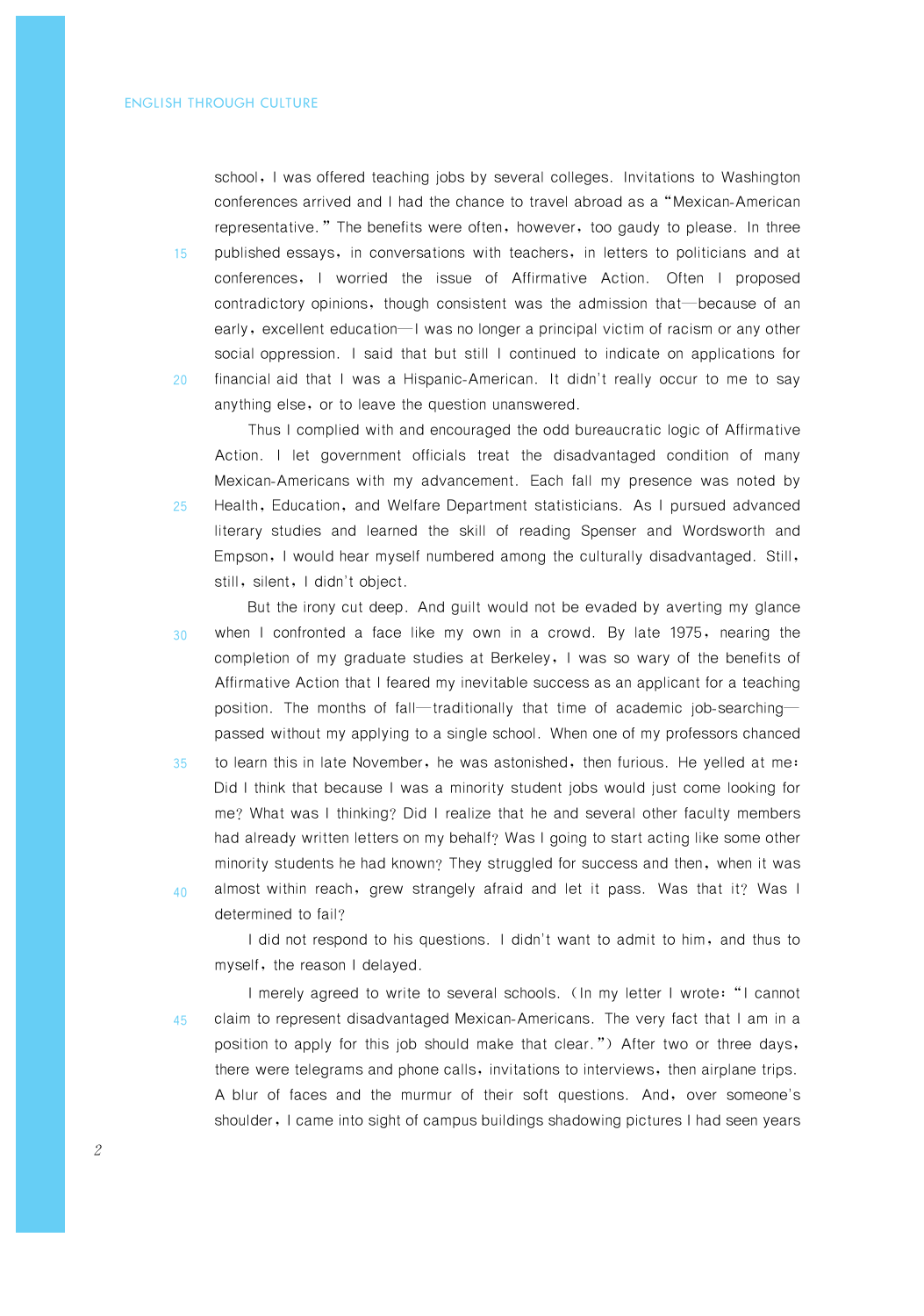school, I was offered teaching jobs by several colleges. Invitations to Washington conferences arrived and I had the chance to travel abroad as a "Mexican-American representative." The benefits were often, however, too gaudy to please. In three published essays, in conversations with teachers, in letters to politicians and at conferences, I worried the issue of Affirmative Action. Often I proposed contradictory opinions, though consistent was the admission that—because of an early, excellent education—I was no longer a principal victim of racism or any other social oppression. I said that but still I continued to indicate on applications for financial aid that I was a Hispanic-American. It didn't really occur to me to say anything else, or to leave the question unanswered.

Thus I complied with and encouraged the odd bureaucratic logic of Affirmative Action. I let government officials treat the disadvantaged condition of many Mexican-Americans with my advancement. Each fall my presence was noted by Health, Education, and Welfare Department statisticians. As I pursued advanced literary studies and learned the skill of reading Spenser and Wordsworth and Empson, I would hear myself numbered among the culturally disadvantaged. Still, still, silent, I didn't object.

But the irony cut deep. And guilt would not be evaded by averting my glance when I confronted a face like my own in a crowd. By late 1975, nearing the completion of my graduate studies at Berkeley, I was so wary of the benefits of Affirmative Action that I feared my inevitable success as an applicant for a teaching position. The months of fall—traditionally that time of academic job-searching—passed without my applying to a single school. When one of my professors chanced to learn this in late November, he was astonished, then furious. He yelled at me: Did I think that because I was a minority student jobs would just come looking for me? What was I thinking? Did I realize that he and several other faculty members had already written letters on my behalf? Was I going to start acting like some other minority students he had known? They struggled for success and then, when it was almost within reach, grew strangely afraid and let it pass. Was that it? Was I determined to fail?

I did not respond to his questions. I didn't want to admit to him, and thus to myself, the reason I delayed.

I merely agreed to write to several schools. (In my letter I wrote: "I cannot claim to represent disadvantaged Mexican-Americans. The very fact that I am in a position to apply for this job should make that clear.") After two or three days, there were telegrams and phone calls, invitations to interviews, then airplane trips. A blur of faces and the murmur of their soft questions. And, over someone's shoulder, I came into sight of campus buildings shadowing pictures I had seen years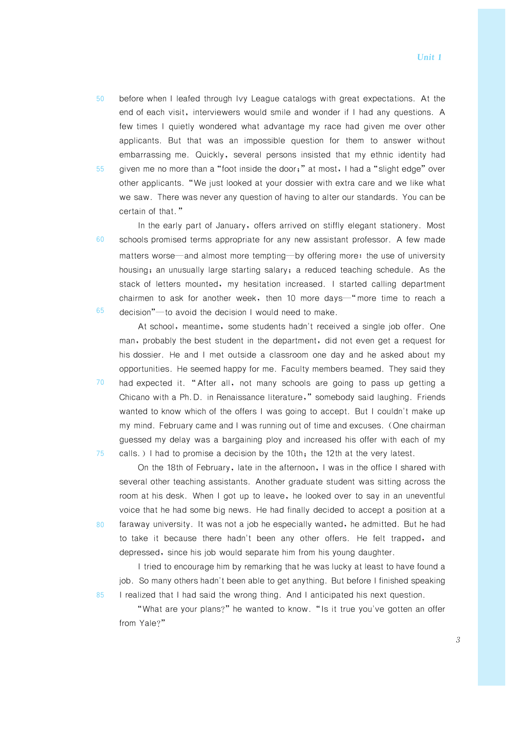before when I leafed through Ivy League catalogs with great expectations. At the end of each visit, interviewers would smile and wonder if I had any questions. A few times I quietly wondered what advantage my race had given me over other applicants. But that was an impossible question for them to answer without embarrassing me. Quickly, several persons insisted that my ethnic identity had given me no more than a "foot inside the door;" at most, I had a "slight edge" over other applicants. "We just looked at your dossier with extra care and we like what we saw. There was never any question of having to alter our standards. You can be certain of that."

In the early part of January, offers arrived on stiffly elegant stationery. Most schools promised terms appropriate for any new assistant professor. A few made matters worse—and almost more tempting—by offering more: the use of university housing; an unusually large starting salary; a reduced teaching schedule. As the stack of letters mounted, my hesitation increased. I started calling department chairmen to ask for another week, then 10 more days—"more time to reach a decision"—to avoid the decision I would need to make.

At school, meantime, some students hadn't received a single job offer. One man, probably the best student in the department, did not even get a request for his dossier. He and I met outside a classroom one day and he asked about my opportunities. He seemed happy for me. Faculty members beamed. They said they had expected it. "After all, not many schools are going to pass up getting a Chicano with a Ph.D. in Renaissance literature," somebody said laughing. Friends wanted to know which of the offers I was going to accept. But I couldn't make up my mind. February came and I was running out of time and excuses. (One chairman guessed my delay was a bargaining ploy and increased his offer with each of my calls.) I had to promise a decision by the 10th; the 12th at the very latest.

On the 18th of February, late in the afternoon, I was in the office I shared with several other teaching assistants. Another graduate student was sitting across the room at his desk. When I got up to leave, he looked over to say in an uneventful voice that he had some big news. He had finally decided to accept a position at a faraway university. It was not a job he especially wanted, he admitted. But he had to take it because there hadn't been any other offers. He felt trapped, and depressed, since his job would separate him from his young daughter.

I tried to encourage him by remarking that he was lucky at least to have found a job. So many others hadn't been able to get anything. But before I finished speaking I realized that I had said the wrong thing. And I anticipated his next question.

"What are your plans?" he wanted to know. "Is it true you've gotten an offer from Yale?"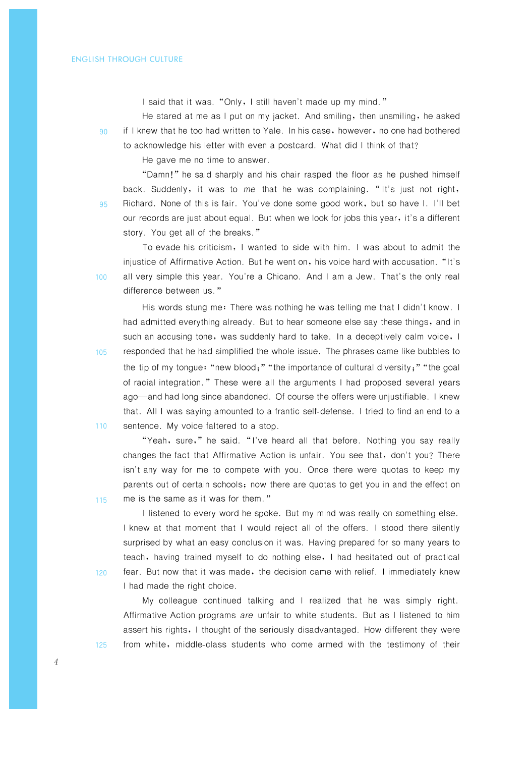I said that it was. "Only, I still haven't made up my mind."

He stared at me as I put on my jacket. And smiling, then unsmiling, he asked if I knew that he too had written to Yale. In his case, however, no one had bothered to acknowledge his letter with even a postcard. What did I think of that?

He gave me no time to answer.

"Damn!" he said sharply and his chair rasped the floor as he pushed himself back. Suddenly, it was to *me* that he was complaining. "It's just not right, Richard. None of this is fair. You've done some good work, but so have I. I'll bet our records are just about equal. But when we look for jobs this year, it's a different story. You get all of the breaks."

To evade his criticism, I wanted to side with him. I was about to admit the injustice of Affirmative Action. But he went on, his voice hard with accusation. "It's all very simple this year. You're a Chicano. And I am a Jew. That's the only real difference between us."

His words stung me: There was nothing he was telling me that I didn't know. I had admitted everything already. But to hear someone else say these things, and in such an accusing tone, was suddenly hard to take. In a deceptively calm voice, I responded that he had simplified the whole issue. The phrases came like bubbles to the tip of my tongue: "new blood;" "the importance of cultural diversity;" "the goal of racial integration." These were all the arguments I had proposed several years ago—and had long since abandoned. Of course the offers were unjustifiable. I knew that. All I was saying amounted to a frantic self-defense. I tried to find an end to a sentence. My voice faltered to a stop.

"Yeah, sure," he said. "I've heard all that before. Nothing you say really changes the fact that Affirmative Action is unfair. You see that, don't you? There isn't any way for me to compete with you. Once there were quotas to keep my parents out of certain schools; now there are quotas to get you in and the effect on me is the same as it was for them."

I listened to every word he spoke. But my mind was really on something else. I knew at that moment that I would reject all of the offers. I stood there silently surprised by what an easy conclusion it was. Having prepared for so many years to teach, having trained myself to do nothing else, I had hesitated out of practical fear. But now that it was made, the decision came with relief. I immediately knew I had made the right choice.

My colleague continued talking and I realized that he was simply right. Affirmative Action programs *are* unfair to white students. But as I listened to him assert his rights, I thought of the seriously disadvantaged. How different they were from white, middle-class students who come armed with the testimony of their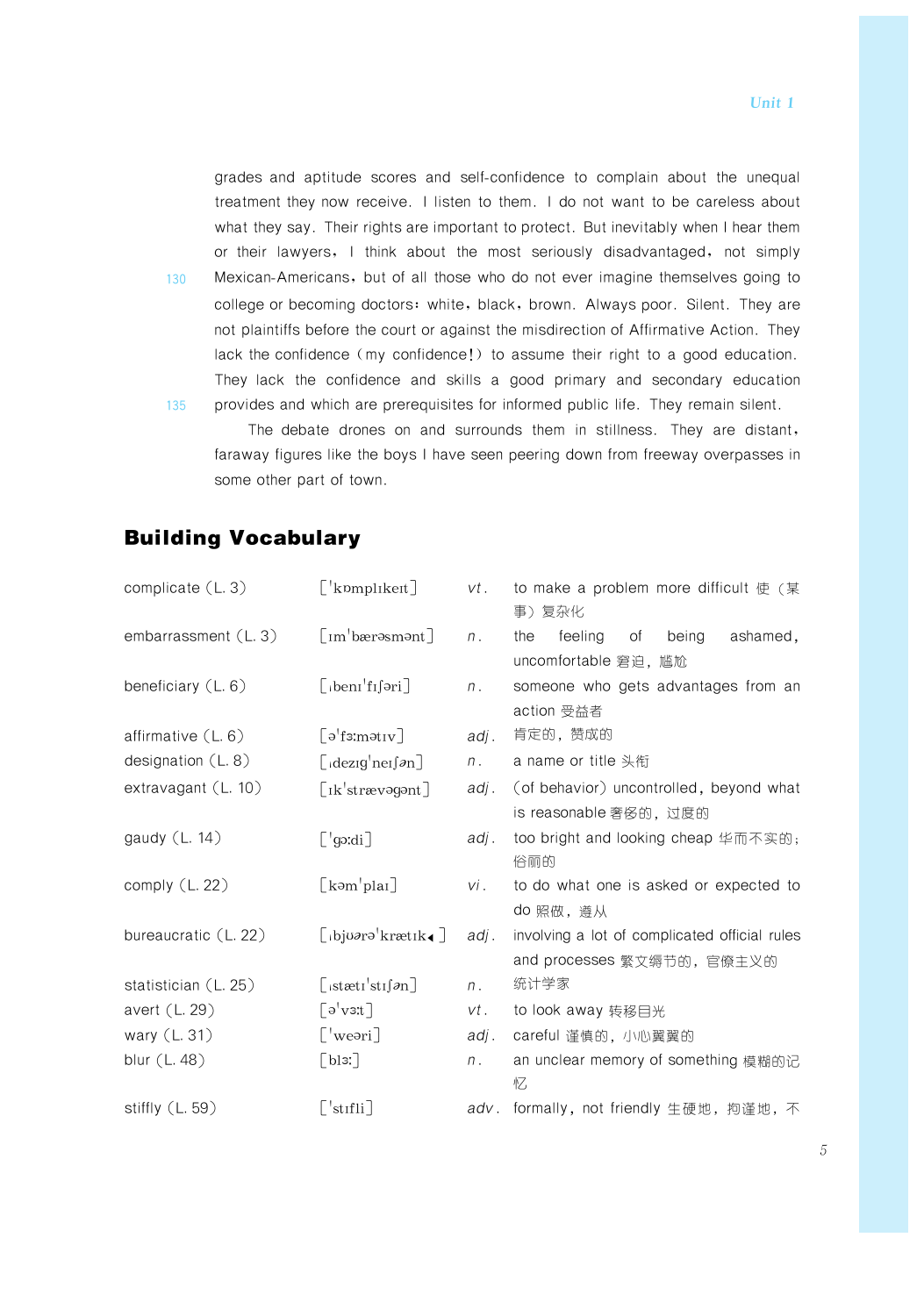grades and aptitude scores and self-confidence to complain about the unequal treatment they now receive. I listen to them. I do not want to be careless about what they say. Their rights are important to protect. But inevitably when I hear them or their lawyers, I think about the most seriously disadvantaged, not simply Mexican-Americans, but of all those who do not ever imagine themselves going to college or becoming doctors: white, black, brown. Always poor. Silent. They are not plaintiffs before the court or against the misdirection of Affirmative Action. They lack the confidence (my confidence!) to assume their right to a good education. They lack the confidence and skills a good primary and secondary education provides and which are prerequisites for informed public life. They remain silent.

The debate drones on and surrounds them in stillness. They are distant, faraway figures like the boys I have seen peering down from freeway overpasses in some other part of town.

## Building Vocabulary

| | | | |
|---|---|---|---|
| complicate (L. 3) | [ˈkɒmplɪkeɪt] | *vt*. | to make a problem more difficult 使（某事）复杂化 |
| embarrassment (L. 3) | [ɪmˈbærəsmənt] | *n*. | the feeling of being ashamed, uncomfortable 窘迫，尴尬 |
| beneficiary (L. 6) | [ˌbenɪˈfɪʃəri] | *n*. | someone who gets advantages from an action 受益者 |
| affirmative (L. 6) | [əˈfɜːmətɪv] | *adj*. | 肯定的，赞成的 |
| designation (L. 8) | [ˌdezɪɡˈneɪʃən] | *n*. | a name or title 头衔 |
| extravagant (L. 10) | [ɪkˈstrævəɡənt] | *adj*. | (of behavior) uncontrolled, beyond what is reasonable 奢侈的，过度的 |
| gaudy (L. 14) | [ˈɡɔːdi] | *adj*. | too bright and looking cheap 华而不实的；俗丽的 |
| comply (L. 22) | [kəmˈplaɪ] | *vi*. | to do what one is asked or expected to do 照做，遵从 |
| bureaucratic (L. 22) | [ˌbjʊərəˈkrætɪk] | *adj*. | involving a lot of complicated official rules and processes 繁文缛节的，官僚主义的 |
| statistician (L. 25) | [ˌstætɪˈstɪʃən] | *n*. | 统计学家 |
| avert (L. 29) | [əˈvɜːt] | *vt*. | to look away 转移目光 |
| wary (L. 31) | [ˈweəri] | *adj*. | careful 谨慎的，小心翼翼的 |
| blur (L. 48) | [blɜː] | *n*. | an unclear memory of something 模糊的记忆 |
| stiffly (L. 59) | [ˈstɪfli] | *adv*. | formally, not friendly 生硬地，拘谨地，不 |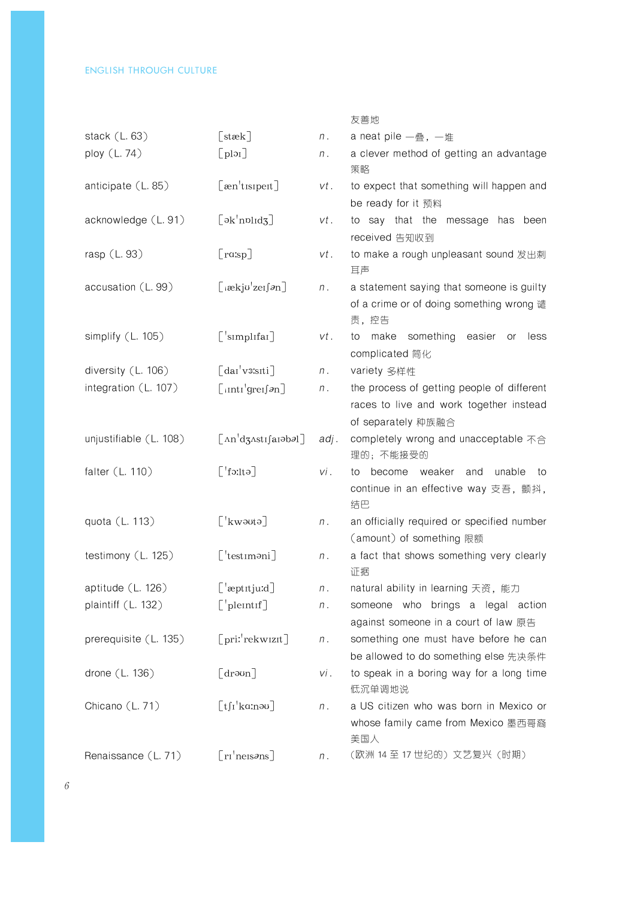| | | | 友善地 |
|---|---|---|---|
| stack (L. 63) | [stæk] | *n.* | a neat pile 一叠，一堆 |
| ploy (L. 74) | [plɔɪ] | *n.* | a clever method of getting an advantage 策略 |
| anticipate (L. 85) | [æn'tɪsɪpeɪt] | *vt.* | to expect that something will happen and be ready for it 预料 |
| acknowledge (L. 91) | [ək'nɒlɪdʒ] | *vt.* | to say that the message has been received 告知收到 |
| rasp (L. 93) | [rɑːsp] | *vt.* | to make a rough unpleasant sound 发出刺耳声 |
| accusation (L. 99) | [ˌækjʊ'zeɪʃən] | *n.* | a statement saying that someone is guilty of a crime or of doing something wrong 谴责，控告 |
| simplify (L. 105) | ['sɪmplɪfaɪ] | *vt.* | to make something easier or less complicated 简化 |
| diversity (L. 106) | [daɪ'vɜːsɪti] | *n.* | variety 多样性 |
| integration (L. 107) | [ˌɪntɪ'greɪʃən] | *n.* | the process of getting people of different races to live and work together instead of separately 种族融合 |
| unjustifiable (L. 108) | [ʌn'dʒʌstɪʃaɪəbəl] | *adj.* | completely wrong and unacceptable 不合理的；不能接受的 |
| falter (L. 110) | ['fɔːltə] | *vi.* | to become weaker and unable to continue in an effective way 支吾，颤抖，结巴 |
| quota (L. 113) | ['kwəʊtə] | *n.* | an officially required or specified number (amount) of something 限额 |
| testimony (L. 125) | ['testɪməni] | *n.* | a fact that shows something very clearly 证据 |
| aptitude (L. 126) | ['æptɪtjuːd] | *n.* | natural ability in learning 天资，能力 |
| plaintiff (L. 132) | ['pleɪntɪf] | *n.* | someone who brings a legal action against someone in a court of law 原告 |
| prerequisite (L. 135) | [priː'rekwɪzɪt] | *n.* | something one must have before he can be allowed to do something else 先决条件 |
| drone (L. 136) | [drəʊn] | *vi.* | to speak in a boring way for a long time 低沉单调地说 |
| Chicano (L. 71) | [tʃɪ'kɑːnəʊ] | *n.* | a US citizen who was born in Mexico or whose family came from Mexico 墨西哥裔美国人 |
| Renaissance (L. 71) | [rɪ'neɪsəns] | *n.* | (欧洲 14 至 17 世纪的）文艺复兴（时期） |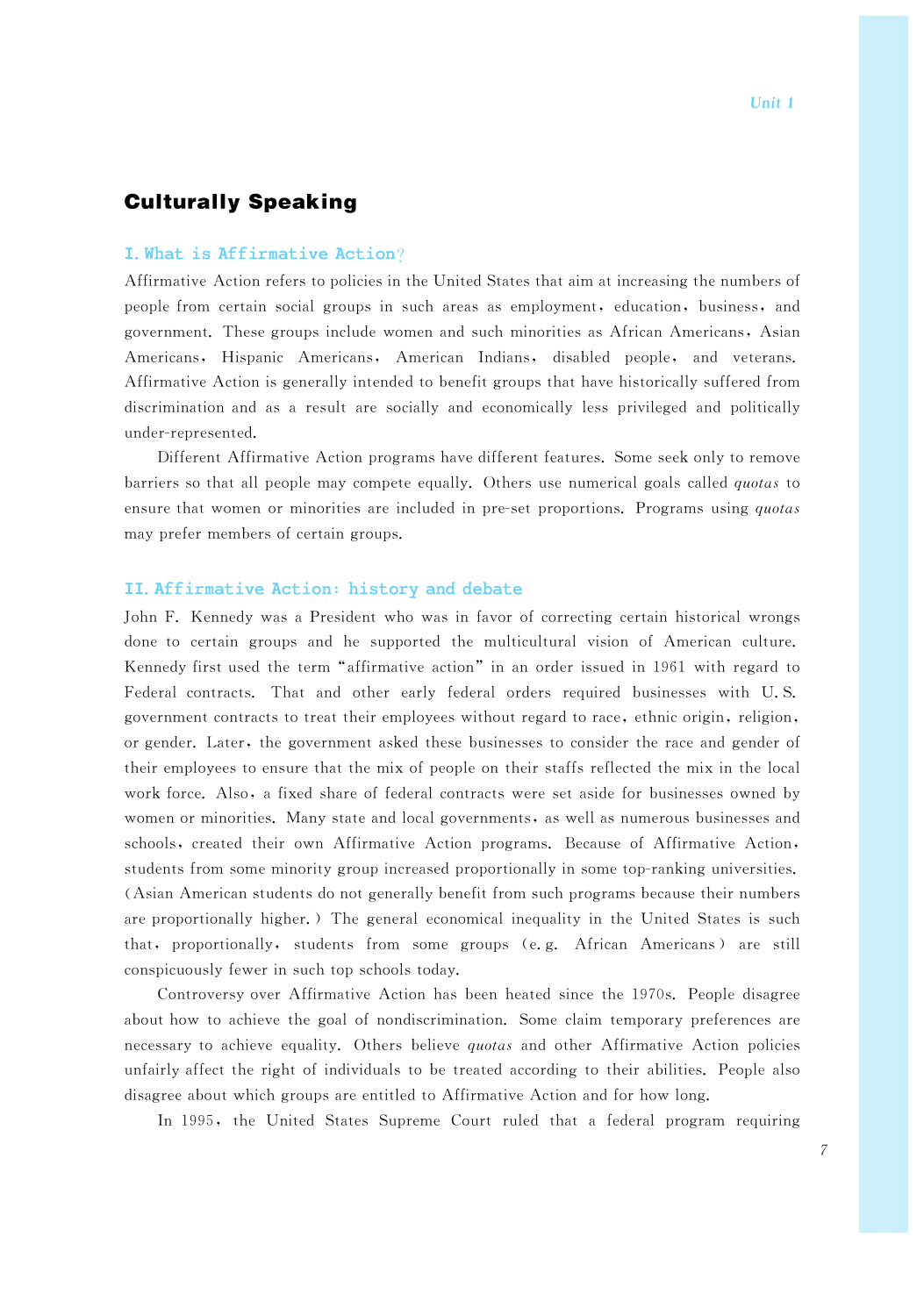## Culturally Speaking

### I. What is Affirmative Action?

Affirmative Action refers to policies in the United States that aim at increasing the numbers of people from certain social groups in such areas as employment, education, business, and government. These groups include women and such minorities as African Americans, Asian Americans, Hispanic Americans, American Indians, disabled people, and veterans. Affirmative Action is generally intended to benefit groups that have historically suffered from discrimination and as a result are socially and economically less privileged and politically under-represented.

Different Affirmative Action programs have different features. Some seek only to remove barriers so that all people may compete equally. Others use numerical goals called *quotas* to ensure that women or minorities are included in pre-set proportions. Programs using *quotas* may prefer members of certain groups.

### II. Affirmative Action: history and debate

John F. Kennedy was a President who was in favor of correcting certain historical wrongs done to certain groups and he supported the multicultural vision of American culture. Kennedy first used the term "affirmative action" in an order issued in 1961 with regard to Federal contracts. That and other early federal orders required businesses with U.S. government contracts to treat their employees without regard to race, ethnic origin, religion, or gender. Later, the government asked these businesses to consider the race and gender of their employees to ensure that the mix of people on their staffs reflected the mix in the local work force. Also, a fixed share of federal contracts were set aside for businesses owned by women or minorities. Many state and local governments, as well as numerous businesses and schools, created their own Affirmative Action programs. Because of Affirmative Action, students from some minority group increased proportionally in some top-ranking universities. (Asian American students do not generally benefit from such programs because their numbers are proportionally higher.) The general economical inequality in the United States is such that, proportionally, students from some groups (e.g. African Americans) are still conspicuously fewer in such top schools today.

Controversy over Affirmative Action has been heated since the 1970s. People disagree about how to achieve the goal of nondiscrimination. Some claim temporary preferences are necessary to achieve equality. Others believe *quotas* and other Affirmative Action policies unfairly affect the right of individuals to be treated according to their abilities. People also disagree about which groups are entitled to Affirmative Action and for how long.

In 1995, the United States Supreme Court ruled that a federal program requiring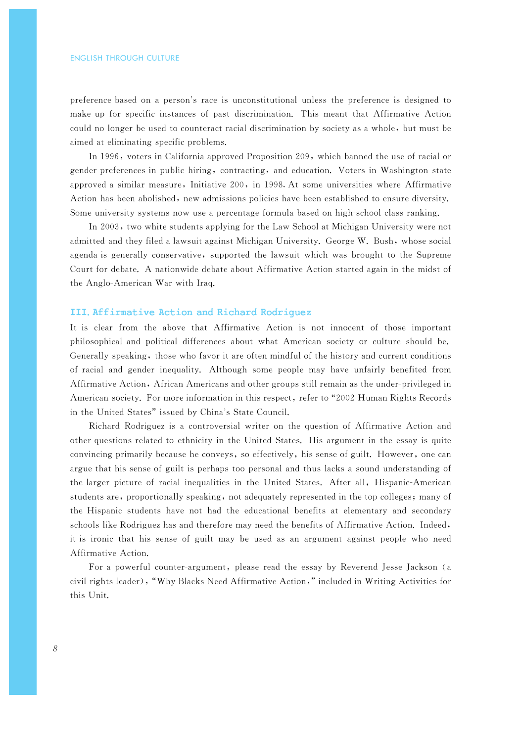preference based on a person's race is unconstitutional unless the preference is designed to make up for specific instances of past discrimination. This meant that Affirmative Action could no longer be used to counteract racial discrimination by society as a whole, but must be aimed at eliminating specific problems.

In 1996, voters in California approved Proposition 209, which banned the use of racial or gender preferences in public hiring, contracting, and education. Voters in Washington state approved a similar measure, Initiative 200, in 1998. At some universities where Affirmative Action has been abolished, new admissions policies have been established to ensure diversity. Some university systems now use a percentage formula based on high-school class ranking.

In 2003, two white students applying for the Law School at Michigan University were not admitted and they filed a lawsuit against Michigan University. George W. Bush, whose social agenda is generally conservative, supported the lawsuit which was brought to the Supreme Court for debate. A nationwide debate about Affirmative Action started again in the midst of the Anglo-American War with Iraq.

## III. Affirmative Action and Richard Rodriguez

It is clear from the above that Affirmative Action is not innocent of those important philosophical and political differences about what American society or culture should be. Generally speaking, those who favor it are often mindful of the history and current conditions of racial and gender inequality. Although some people may have unfairly benefited from Affirmative Action, African Americans and other groups still remain as the under-privileged in American society. For more information in this respect, refer to "2002 Human Rights Records in the United States" issued by China's State Council.

Richard Rodriguez is a controversial writer on the question of Affirmative Action and other questions related to ethnicity in the United States. His argument in the essay is quite convincing primarily because he conveys, so effectively, his sense of guilt. However, one can argue that his sense of guilt is perhaps too personal and thus lacks a sound understanding of the larger picture of racial inequalities in the United States. After all, Hispanic-American students are, proportionally speaking, not adequately represented in the top colleges; many of the Hispanic students have not had the educational benefits at elementary and secondary schools like Rodriguez has and therefore may need the benefits of Affirmative Action. Indeed, it is ironic that his sense of guilt may be used as an argument against people who need Affirmative Action.

For a powerful counter-argument, please read the essay by Reverend Jesse Jackson (a civil rights leader), "Why Blacks Need Affirmative Action," included in Writing Activities for this Unit.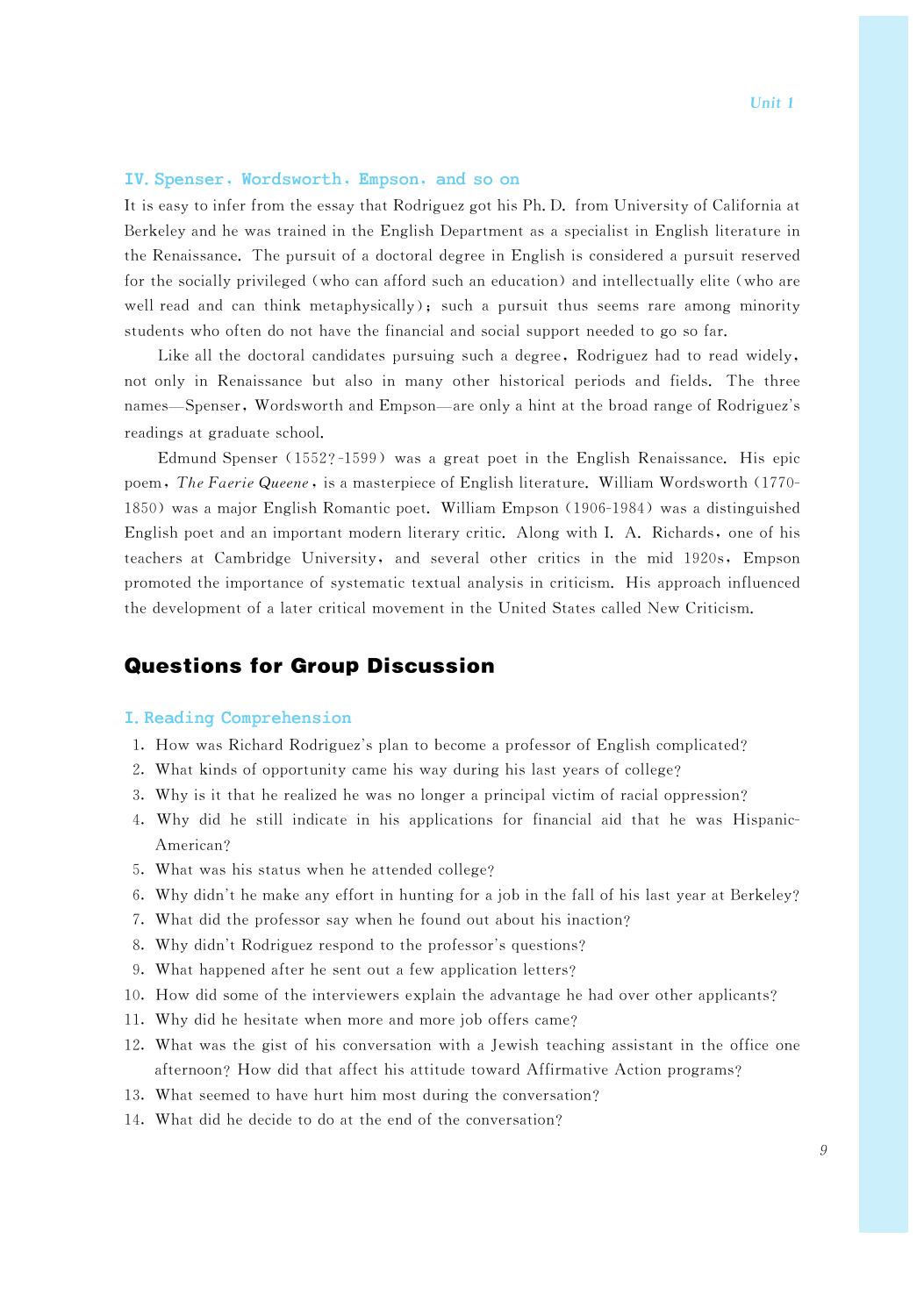### IV. Spenser, Wordsworth, Empson, and so on

It is easy to infer from the essay that Rodriguez got his Ph. D. from University of California at Berkeley and he was trained in the English Department as a specialist in English literature in the Renaissance. The pursuit of a doctoral degree in English is considered a pursuit reserved for the socially privileged (who can afford such an education) and intellectually elite (who are well read and can think metaphysically); such a pursuit thus seems rare among minority students who often do not have the financial and social support needed to go so far.

Like all the doctoral candidates pursuing such a degree, Rodriguez had to read widely, not only in Renaissance but also in many other historical periods and fields. The three names—Spenser, Wordsworth and Empson—are only a hint at the broad range of Rodriguez's readings at graduate school.

Edmund Spenser (1552?-1599) was a great poet in the English Renaissance. His epic poem, *The Faerie Queene*, is a masterpiece of English literature. William Wordsworth (1770-1850) was a major English Romantic poet. William Empson (1906-1984) was a distinguished English poet and an important modern literary critic. Along with I. A. Richards, one of his teachers at Cambridge University, and several other critics in the mid 1920s, Empson promoted the importance of systematic textual analysis in criticism. His approach influenced the development of a later critical movement in the United States called New Criticism.

## Questions for Group Discussion

### I. Reading Comprehension

1. How was Richard Rodriguez's plan to become a professor of English complicated?
2. What kinds of opportunity came his way during his last years of college?
3. Why is it that he realized he was no longer a principal victim of racial oppression?
4. Why did he still indicate in his applications for financial aid that he was Hispanic-American?
5. What was his status when he attended college?
6. Why didn't he make any effort in hunting for a job in the fall of his last year at Berkeley?
7. What did the professor say when he found out about his inaction?
8. Why didn't Rodriguez respond to the professor's questions?
9. What happened after he sent out a few application letters?
10. How did some of the interviewers explain the advantage he had over other applicants?
11. Why did he hesitate when more and more job offers came?
12. What was the gist of his conversation with a Jewish teaching assistant in the office one afternoon? How did that affect his attitude toward Affirmative Action programs?
13. What seemed to have hurt him most during the conversation?
14. What did he decide to do at the end of the conversation?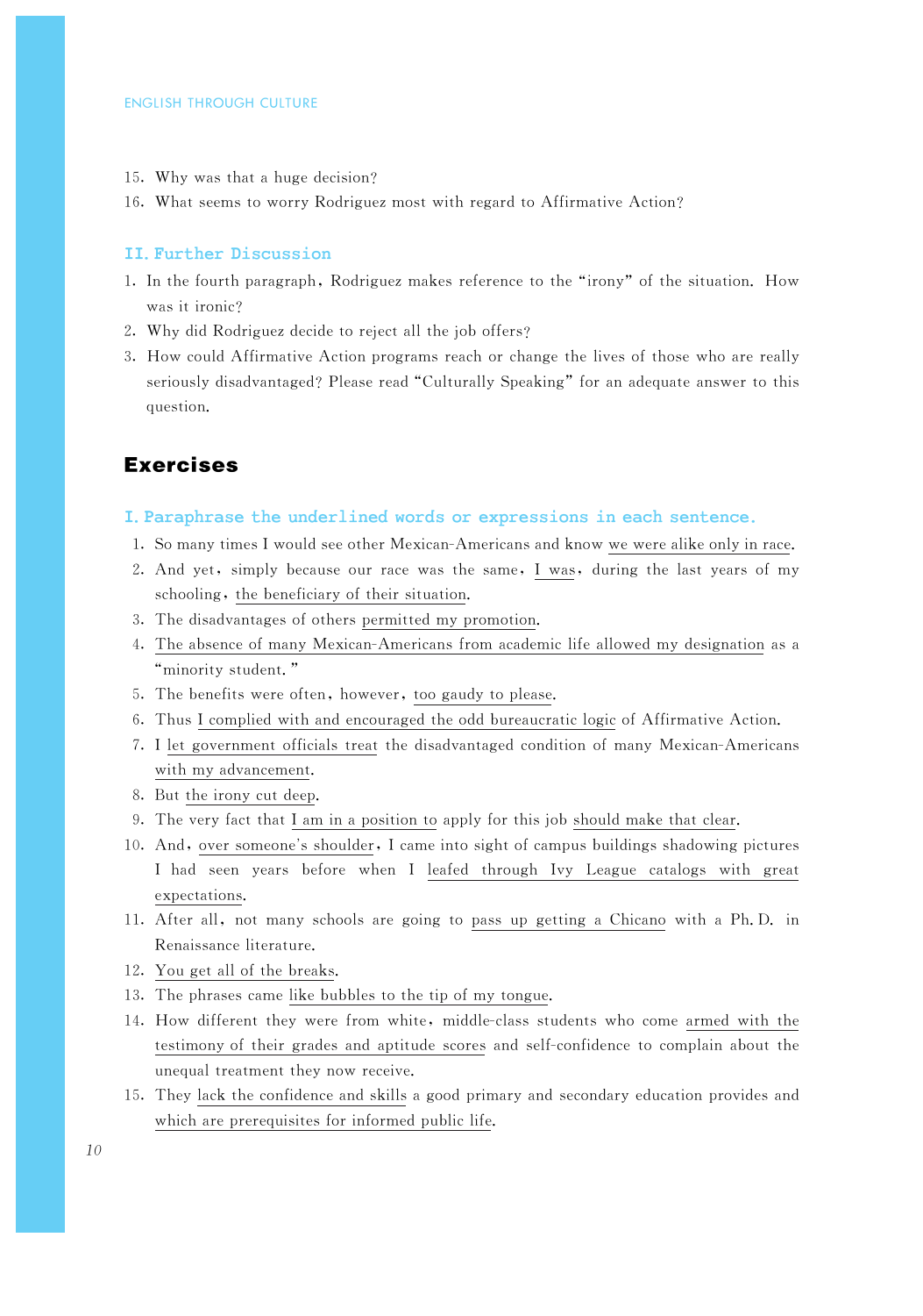15. Why was that a huge decision?
16. What seems to worry Rodriguez most with regard to Affirmative Action?

### II. Further Discussion

1. In the fourth paragraph, Rodriguez makes reference to the "irony" of the situation. How was it ironic?
2. Why did Rodriguez decide to reject all the job offers?
3. How could Affirmative Action programs reach or change the lives of those who are really seriously disadvantaged? Please read "Culturally Speaking" for an adequate answer to this question.

## Exercises

### I. Paraphrase the underlined words or expressions in each sentence.

1. So many times I would see other Mexican-Americans and know <u>we were alike only in race</u>.
2. And yet, simply because our race was the same, <u>I was</u>, during the last years of my schooling, <u>the beneficiary of their situation</u>.
3. The disadvantages of others <u>permitted my promotion</u>.
4. <u>The absence of many Mexican-Americans from academic life allowed my designation</u> as a "minority student."
5. The benefits were often, however, <u>too gaudy to please</u>.
6. Thus <u>I complied with and encouraged the odd bureaucratic logic</u> of Affirmative Action.
7. I <u>let government officials treat</u> the disadvantaged condition of many Mexican-Americans <u>with my advancement</u>.
8. But <u>the irony cut deep</u>.
9. The very fact that <u>I am in a position to</u> apply for this job <u>should make that clear</u>.
10. And, <u>over someone's shoulder</u>, I came into sight of campus buildings shadowing pictures I had seen years before when I <u>leafed through Ivy League catalogs with great expectations</u>.
11. After all, not many schools are going to <u>pass up getting a Chicano</u> with a Ph.D. in Renaissance literature.
12. <u>You get all of the breaks</u>.
13. The phrases came <u>like bubbles to the tip of my tongue</u>.
14. How different they were from white, middle-class students who come <u>armed with the testimony of their grades and aptitude scores</u> and self-confidence to complain about the unequal treatment they now receive.
15. They <u>lack the confidence and skills</u> a good primary and secondary education provides and <u>which are prerequisites for informed public life</u>.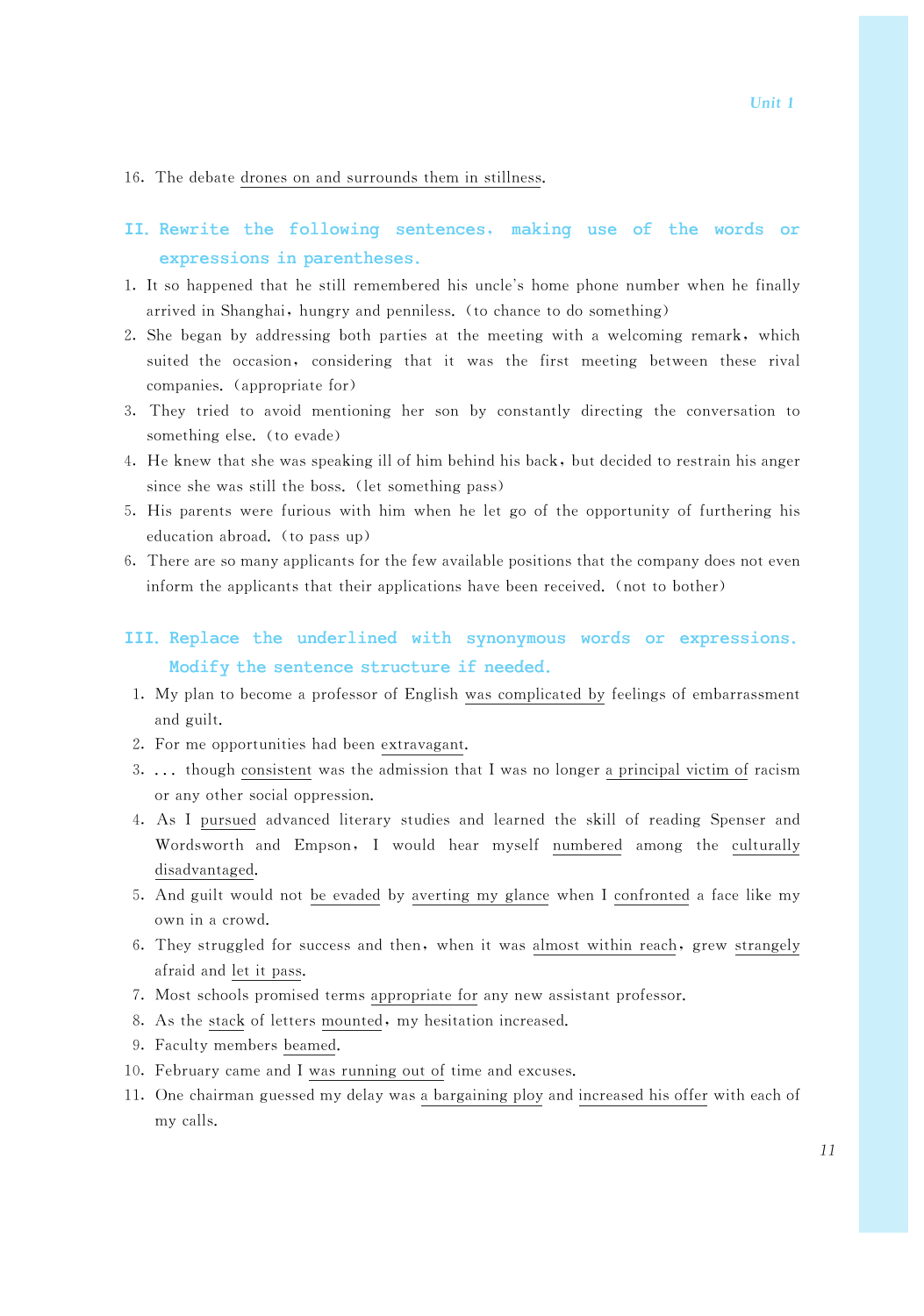16. The debate drones on and surrounds them in stillness.

## II. Rewrite the following sentences, making use of the words or expressions in parentheses.

1. It so happened that he still remembered his uncle's home phone number when he finally arrived in Shanghai, hungry and penniless. (to chance to do something)
2. She began by addressing both parties at the meeting with a welcoming remark, which suited the occasion, considering that it was the first meeting between these rival companies. (appropriate for)
3. They tried to avoid mentioning her son by constantly directing the conversation to something else. (to evade)
4. He knew that she was speaking ill of him behind his back, but decided to restrain his anger since she was still the boss. (let something pass)
5. His parents were furious with him when he let go of the opportunity of furthering his education abroad. (to pass up)
6. There are so many applicants for the few available positions that the company does not even inform the applicants that their applications have been received. (not to bother)

## III. Replace the underlined with synonymous words or expressions. Modify the sentence structure if needed.

1. My plan to become a professor of English <u>was complicated by</u> feelings of embarrassment and guilt.
2. For me opportunities had been <u>extravagant</u>.
3. ... though <u>consistent</u> was the admission that I was no longer <u>a principal victim of</u> racism or any other social oppression.
4. As I <u>pursued</u> advanced literary studies and learned the skill of reading Spenser and Wordsworth and Empson, I would hear myself <u>numbered</u> among the <u>culturally disadvantaged</u>.
5. And guilt would not <u>be evaded</u> by <u>averting my glance</u> when I <u>confronted</u> a face like my own in a crowd.
6. They struggled for success and then, when it was <u>almost within reach</u>, grew <u>strangely</u> afraid and <u>let it pass</u>.
7. Most schools promised terms <u>appropriate for</u> any new assistant professor.
8. As the <u>stack</u> of letters <u>mounted</u>, my hesitation increased.
9. Faculty members <u>beamed</u>.
10. February came and I <u>was running out of</u> time and excuses.
11. One chairman guessed my delay was <u>a bargaining ploy</u> and <u>increased his offer</u> with each of my calls.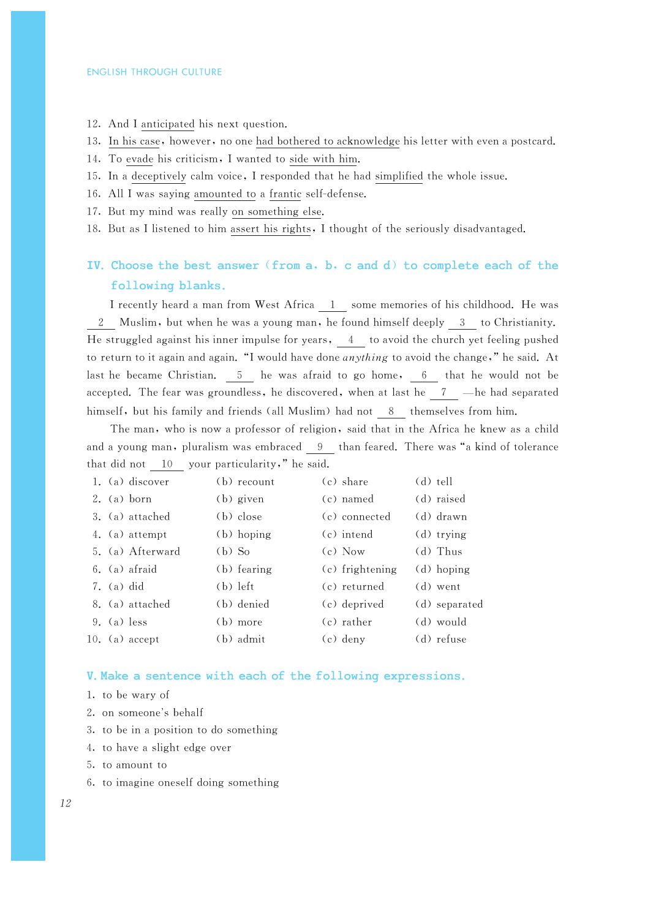12. And I <u>anticipated</u> his next question.
13. <u>In his case</u>, however, no one <u>had bothered to acknowledge</u> his letter with even a postcard.
14. To <u>evade</u> his criticism, I wanted to <u>side with him</u>.
15. In a <u>deceptively</u> calm voice, I responded that he had <u>simplified</u> the whole issue.
16. All I was saying <u>amounted to</u> a <u>frantic</u> self-defense.
17. But my mind was really <u>on something else</u>.
18. But as I listened to him <u>assert his rights</u>, I thought of the seriously disadvantaged.

## IV. Choose the best answer (from a. b. c and d) to complete each of the following blanks.

I recently heard a man from West Africa __1__ some memories of his childhood. He was __2__ Muslim, but when he was a young man, he found himself deeply __3__ to Christianity. He struggled against his inner impulse for years, __4__ to avoid the church yet feeling pushed to return to it again and again. "I would have done *anything* to avoid the change," he said. At last he became Christian. __5__ he was afraid to go home, __6__ that he would not be accepted. The fear was groundless, he discovered, when at last he __7__ —he had separated himself, but his family and friends (all Muslim) had not __8__ themselves from him.

The man, who is now a professor of religion, said that in the Africa he knew as a child and a young man, pluralism was embraced __9__ than feared. There was "a kind of tolerance that did not __10__ your particularity," he said.

| | | | | |
|---|---|---|---|---|
| 1. | (a) discover | (b) recount | (c) share | (d) tell |
| 2. | (a) born | (b) given | (c) named | (d) raised |
| 3. | (a) attached | (b) close | (c) connected | (d) drawn |
| 4. | (a) attempt | (b) hoping | (c) intend | (d) trying |
| 5. | (a) Afterward | (b) So | (c) Now | (d) Thus |
| 6. | (a) afraid | (b) fearing | (c) frightening | (d) hoping |
| 7. | (a) did | (b) left | (c) returned | (d) went |
| 8. | (a) attached | (b) denied | (c) deprived | (d) separated |
| 9. | (a) less | (b) more | (c) rather | (d) would |
| 10. | (a) accept | (b) admit | (c) deny | (d) refuse |

## V. Make a sentence with each of the following expressions.

1. to be wary of
2. on someone's behalf
3. to be in a position to do something
4. to have a slight edge over
5. to amount to
6. to imagine oneself doing something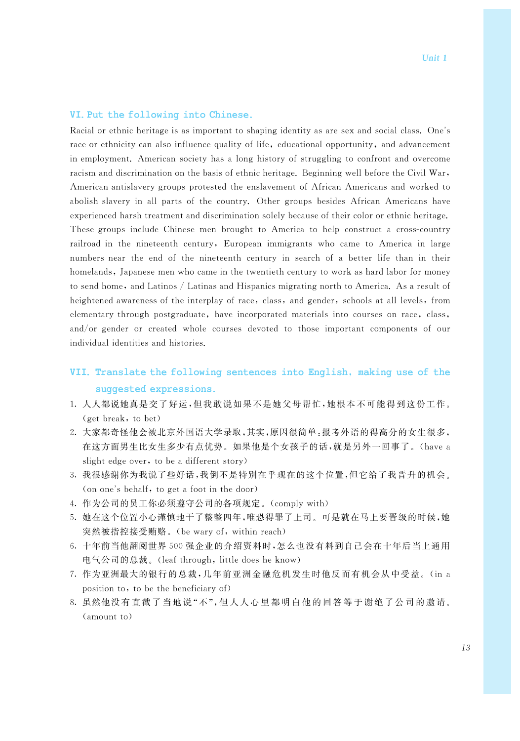## VI. Put the following into Chinese.

Racial or ethnic heritage is as important to shaping identity as are sex and social class. One's race or ethnicity can also influence quality of life, educational opportunity, and advancement in employment. American society has a long history of struggling to confront and overcome racism and discrimination on the basis of ethnic heritage. Beginning well before the Civil War, American antislavery groups protested the enslavement of African Americans and worked to abolish slavery in all parts of the country. Other groups besides African Americans have experienced harsh treatment and discrimination solely because of their color or ethnic heritage. These groups include Chinese men brought to America to help construct a cross-country railroad in the nineteenth century, European immigrants who came to America in large numbers near the end of the nineteenth century in search of a better life than in their homelands, Japanese men who came in the twentieth century to work as hard labor for money to send home, and Latinos / Latinas and Hispanics migrating north to America. As a result of heightened awareness of the interplay of race, class, and gender, schools at all levels, from elementary through postgraduate, have incorporated materials into courses on race, class, and/or gender or created whole courses devoted to those important components of our individual identities and histories.

## VII. Translate the following sentences into English, making use of the suggested expressions.

1. 人人都说她真是交了好运，但我敢说如果不是她父母帮忙，她根本不可能得到这份工作。(get break, to bet)
2. 大家都奇怪他会被北京外国语大学录取，其实，原因很简单：报考外语的得高分的女生很多，在这方面男生比女生多少有点优势。如果他是个女孩子的话，就是另外一回事了。(have a slight edge over, to be a different story)
3. 我很感谢你为我说了些好话，我倒不是特别在乎现在的这个位置，但它给了我晋升的机会。(on one's behalf, to get a foot in the door)
4. 作为公司的员工你必须遵守公司的各项规定。(comply with)
5. 她在这个位置小心谨慎地干了整整四年，唯恐得罪了上司。可是就在马上要晋级的时候，她突然被指控接受贿赂。(be wary of, within reach)
6. 十年前当他翻阅世界500强企业的介绍资料时，怎么也没有料到自己会在十年后当上通用电气公司的总裁。(leaf through, little does he know)
7. 作为亚洲最大的银行的总裁，几年前亚洲金融危机发生时他反而有机会从中受益。(in a position to, to be the beneficiary of)
8. 虽然他没有直截了当地说"不"，但人人心里都明白他的回答等于谢绝了公司的邀请。(amount to)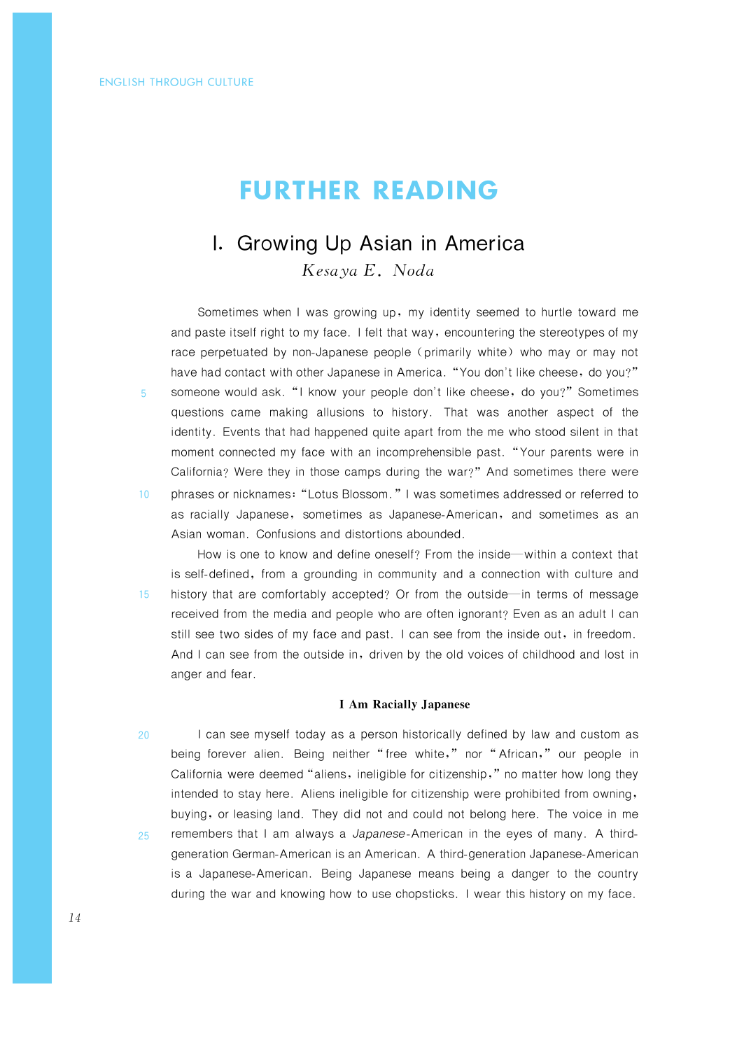# FURTHER READING

## I. Growing Up Asian in America

*Kesaya E. Noda*

Sometimes when I was growing up, my identity seemed to hurtle toward me and paste itself right to my face. I felt that way, encountering the stereotypes of my race perpetuated by non-Japanese people (primarily white) who may or may not have had contact with other Japanese in America. "You don't like cheese, do you?" someone would ask. "I know your people don't like cheese, do you?" Sometimes questions came making allusions to history. That was another aspect of the identity. Events that had happened quite apart from the me who stood silent in that moment connected my face with an incomprehensible past. "Your parents were in California? Were they in those camps during the war?" And sometimes there were phrases or nicknames: "Lotus Blossom." I was sometimes addressed or referred to as racially Japanese, sometimes as Japanese-American, and sometimes as an Asian woman. Confusions and distortions abounded.

How is one to know and define oneself? From the inside—within a context that is self-defined, from a grounding in community and a connection with culture and history that are comfortably accepted? Or from the outside—in terms of message received from the media and people who are often ignorant? Even as an adult I can still see two sides of my face and past. I can see from the inside out, in freedom. And I can see from the outside in, driven by the old voices of childhood and lost in anger and fear.

### I Am Racially Japanese

I can see myself today as a person historically defined by law and custom as being forever alien. Being neither "free white," nor "African," our people in California were deemed "aliens, ineligible for citizenship," no matter how long they intended to stay here. Aliens ineligible for citizenship were prohibited from owning, buying, or leasing land. They did not and could not belong here. The voice in me remembers that I am always a *Japanese*-American in the eyes of many. A third-generation German-American is an American. A third-generation Japanese-American is a Japanese-American. Being Japanese means being a danger to the country during the war and knowing how to use chopsticks. I wear this history on my face.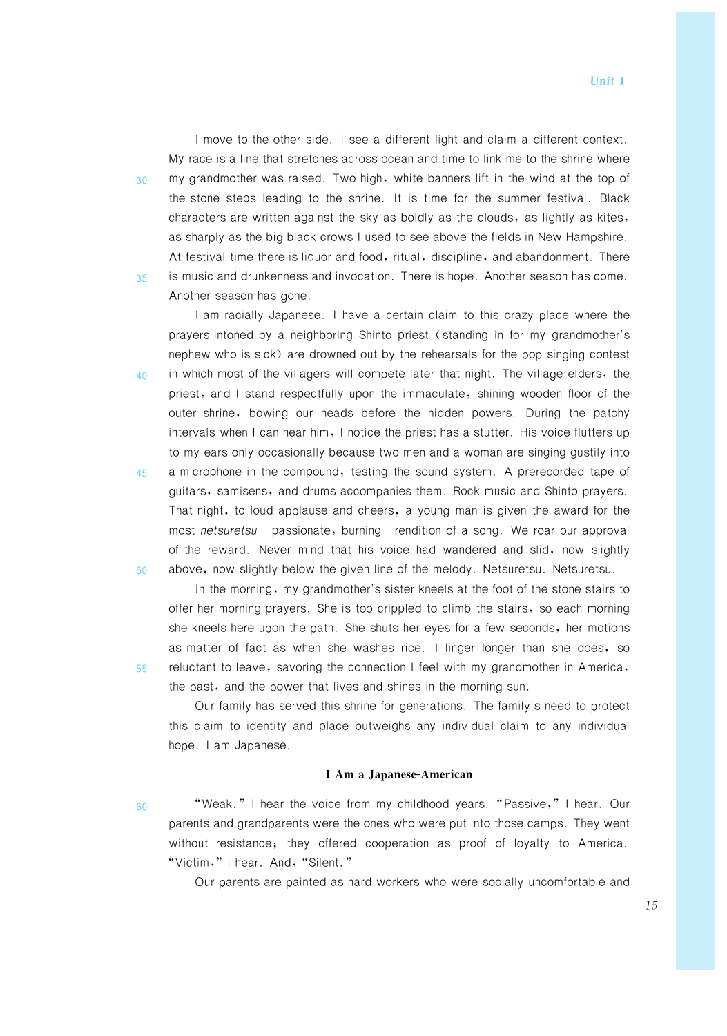I move to the other side. I see a different light and claim a different context. My race is a line that stretches across ocean and time to link me to the shrine where my grandmother was raised. Two high, white banners lift in the wind at the top of the stone steps leading to the shrine. It is time for the summer festival. Black characters are written against the sky as boldly as the clouds, as lightly as kites, as sharply as the big black crows I used to see above the fields in New Hampshire. At festival time there is liquor and food, ritual, discipline, and abandonment. There is music and drunkenness and invocation. There is hope. Another season has come. Another season has gone.

I am racially Japanese. I have a certain claim to this crazy place where the prayers intoned by a neighboring Shinto priest (standing in for my grandmother's nephew who is sick) are drowned out by the rehearsals for the pop singing contest in which most of the villagers will compete later that night. The village elders, the priest, and I stand respectfully upon the immaculate, shining wooden floor of the outer shrine, bowing our heads before the hidden powers. During the patchy intervals when I can hear him, I notice the priest has a stutter. His voice flutters up to my ears only occasionally because two men and a woman are singing gustily into a microphone in the compound, testing the sound system. A prerecorded tape of guitars, samisens, and drums accompanies them. Rock music and Shinto prayers. That night, to loud applause and cheers, a young man is given the award for the most *netsuretsu*—passionate, burning—rendition of a song. We roar our approval of the reward. Never mind that his voice had wandered and slid, now slightly above, now slightly below the given line of the melody. Netsuretsu. Netsuretsu.

In the morning, my grandmother's sister kneels at the foot of the stone stairs to offer her morning prayers. She is too crippled to climb the stairs, so each morning she kneels here upon the path. She shuts her eyes for a few seconds, her motions as matter of fact as when she washes rice. I linger longer than she does, so reluctant to leave, savoring the connection I feel with my grandmother in America, the past, and the power that lives and shines in the morning sun.

Our family has served this shrine for generations. The family's need to protect this claim to identity and place outweighs any individual claim to any individual hope. I am Japanese.

### I Am a Japanese-American

"Weak." I hear the voice from my childhood years. "Passive," I hear. Our parents and grandparents were the ones who were put into those camps. They went without resistance; they offered cooperation as proof of loyalty to America. "Victim," I hear. And, "Silent."

Our parents are painted as hard workers who were socially uncomfortable and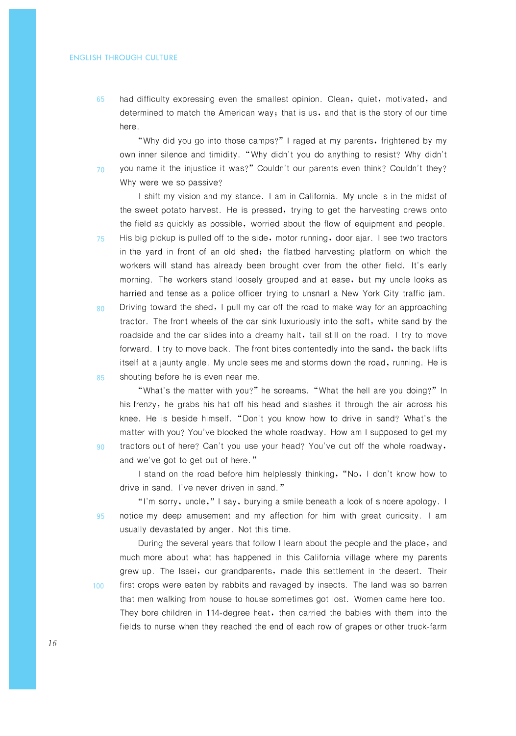had difficulty expressing even the smallest opinion. Clean, quiet, motivated, and determined to match the American way; that is us, and that is the story of our time here.

"Why did you go into those camps?" I raged at my parents, frightened by my own inner silence and timidity. "Why didn't you do anything to resist? Why didn't you name it the injustice it was?" Couldn't our parents even think? Couldn't they? Why were we so passive?

I shift my vision and my stance. I am in California. My uncle is in the midst of the sweet potato harvest. He is pressed, trying to get the harvesting crews onto the field as quickly as possible, worried about the flow of equipment and people. His big pickup is pulled off to the side, motor running, door ajar. I see two tractors in the yard in front of an old shed; the flatbed harvesting platform on which the workers will stand has already been brought over from the other field. It's early morning. The workers stand loosely grouped and at ease, but my uncle looks as harried and tense as a police officer trying to unsnarl a New York City traffic jam. Driving toward the shed, I pull my car off the road to make way for an approaching tractor. The front wheels of the car sink luxuriously into the soft, white sand by the roadside and the car slides into a dreamy halt, tail still on the road. I try to move forward. I try to move back. The front bites contentedly into the sand, the back lifts itself at a jaunty angle. My uncle sees me and storms down the road, running. He is shouting before he is even near me.

"What's the matter with you?" he screams. "What the hell are you doing?" In his frenzy, he grabs his hat off his head and slashes it through the air across his knee. He is beside himself. "Don't you know how to drive in sand? What's the matter with you? You've blocked the whole roadway. How am I supposed to get my tractors out of here? Can't you use your head? You've cut off the whole roadway, and we've got to get out of here."

I stand on the road before him helplessly thinking, "No, I don't know how to drive in sand. I've never driven in sand."

"I'm sorry, uncle," I say, burying a smile beneath a look of sincere apology. I notice my deep amusement and my affection for him with great curiosity. I am usually devastated by anger. Not this time.

During the several years that follow I learn about the people and the place, and much more about what has happened in this California village where my parents grew up. The Issei, our grandparents, made this settlement in the desert. Their first crops were eaten by rabbits and ravaged by insects. The land was so barren that men walking from house to house sometimes got lost. Women came here too. They bore children in 114-degree heat, then carried the babies with them into the fields to nurse when they reached the end of each row of grapes or other truck-farm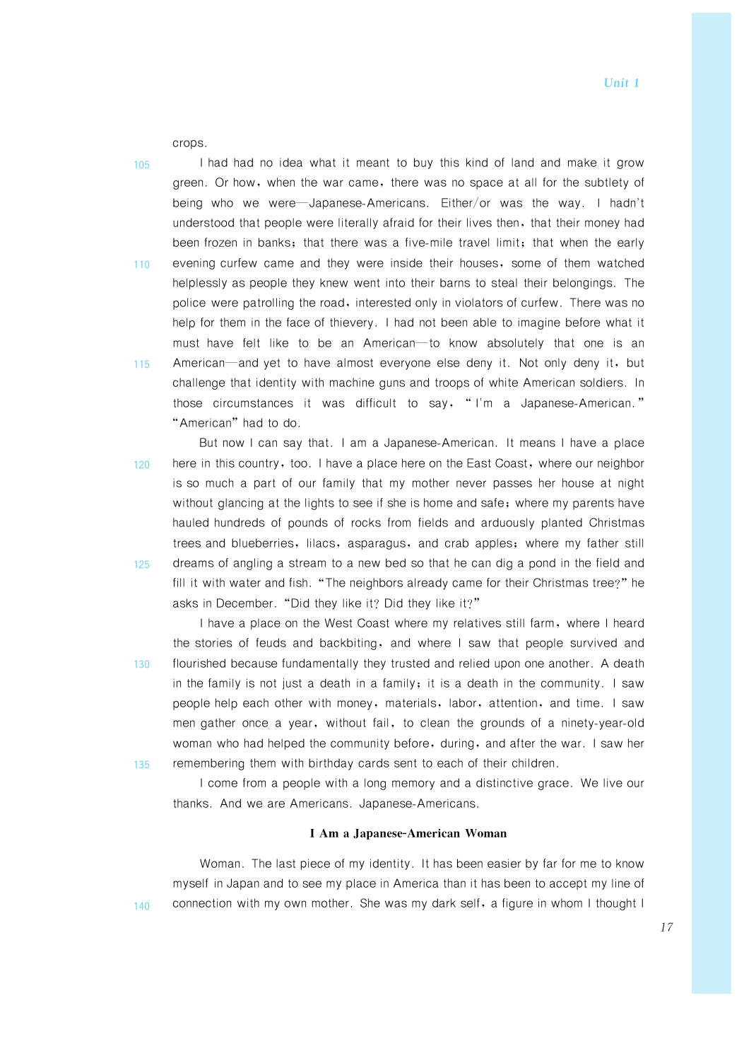crops.

I had had no idea what it meant to buy this kind of land and make it grow green. Or how, when the war came, there was no space at all for the subtlety of being who we were—Japanese-Americans. Either/or was the way. I hadn't understood that people were literally afraid for their lives then, that their money had been frozen in banks; that there was a five-mile travel limit; that when the early evening curfew came and they were inside their houses, some of them watched helplessly as people they knew went into their barns to steal their belongings. The police were patrolling the road, interested only in violators of curfew. There was no help for them in the face of thievery. I had not been able to imagine before what it must have felt like to be an American—to know absolutely that one is an American—and yet to have almost everyone else deny it. Not only deny it, but challenge that identity with machine guns and troops of white American soldiers. In those circumstances it was difficult to say, "I'm a Japanese-American." "American" had to do.

But now I can say that. I am a Japanese-American. It means I have a place here in this country, too. I have a place here on the East Coast, where our neighbor is so much a part of our family that my mother never passes her house at night without glancing at the lights to see if she is home and safe; where my parents have hauled hundreds of pounds of rocks from fields and arduously planted Christmas trees and blueberries, lilacs, asparagus, and crab apples; where my father still dreams of angling a stream to a new bed so that he can dig a pond in the field and fill it with water and fish. "The neighbors already came for their Christmas tree?" he asks in December. "Did they like it? Did they like it?"

I have a place on the West Coast where my relatives still farm, where I heard the stories of feuds and backbiting, and where I saw that people survived and flourished because fundamentally they trusted and relied upon one another. A death in the family is not just a death in a family; it is a death in the community. I saw people help each other with money, materials, labor, attention, and time. I saw men gather once a year, without fail, to clean the grounds of a ninety-year-old woman who had helped the community before, during, and after the war. I saw her remembering them with birthday cards sent to each of their children.

I come from a people with a long memory and a distinctive grace. We live our thanks. And we are Americans. Japanese-Americans.

### I Am a Japanese-American Woman

Woman. The last piece of my identity. It has been easier by far for me to know myself in Japan and to see my place in America than it has been to accept my line of connection with my own mother. She was my dark self, a figure in whom I thought I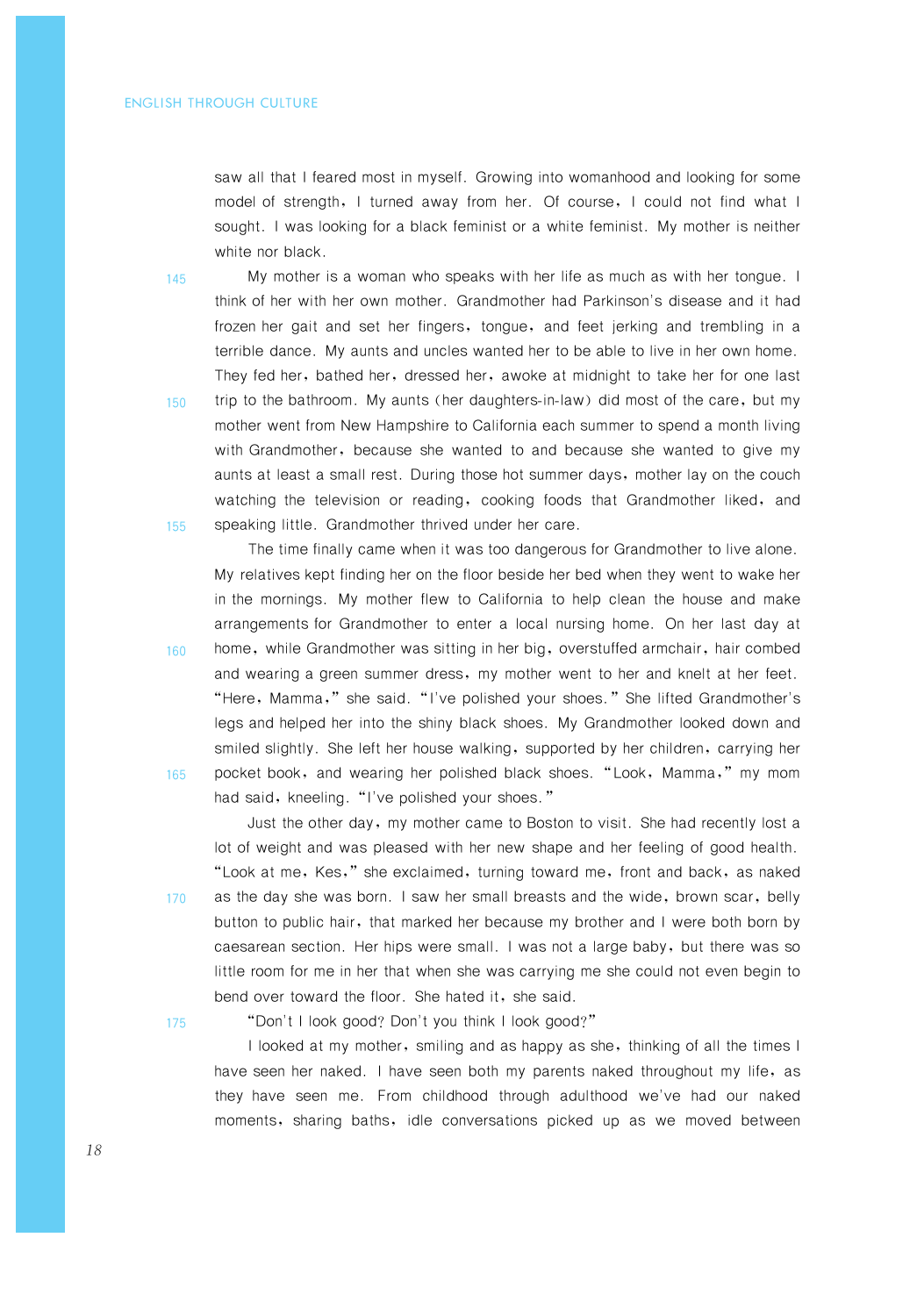saw all that I feared most in myself. Growing into womanhood and looking for some model of strength, I turned away from her. Of course, I could not find what I sought. I was looking for a black feminist or a white feminist. My mother is neither white nor black.

My mother is a woman who speaks with her life as much as with her tongue. I think of her with her own mother. Grandmother had Parkinson's disease and it had frozen her gait and set her fingers, tongue, and feet jerking and trembling in a terrible dance. My aunts and uncles wanted her to be able to live in her own home. They fed her, bathed her, dressed her, awoke at midnight to take her for one last trip to the bathroom. My aunts (her daughters-in-law) did most of the care, but my mother went from New Hampshire to California each summer to spend a month living with Grandmother, because she wanted to and because she wanted to give my aunts at least a small rest. During those hot summer days, mother lay on the couch watching the television or reading, cooking foods that Grandmother liked, and speaking little. Grandmother thrived under her care.

The time finally came when it was too dangerous for Grandmother to live alone. My relatives kept finding her on the floor beside her bed when they went to wake her in the mornings. My mother flew to California to help clean the house and make arrangements for Grandmother to enter a local nursing home. On her last day at home, while Grandmother was sitting in her big, overstuffed armchair, hair combed and wearing a green summer dress, my mother went to her and knelt at her feet. "Here, Mamma," she said. "I've polished your shoes." She lifted Grandmother's legs and helped her into the shiny black shoes. My Grandmother looked down and smiled slightly. She left her house walking, supported by her children, carrying her pocket book, and wearing her polished black shoes. "Look, Mamma," my mom had said, kneeling. "I've polished your shoes."

Just the other day, my mother came to Boston to visit. She had recently lost a lot of weight and was pleased with her new shape and her feeling of good health. "Look at me, Kes," she exclaimed, turning toward me, front and back, as naked as the day she was born. I saw her small breasts and the wide, brown scar, belly button to public hair, that marked her because my brother and I were both born by caesarean section. Her hips were small. I was not a large baby, but there was so little room for me in her that when she was carrying me she could not even begin to bend over toward the floor. She hated it, she said.

"Don't I look good? Don't you think I look good?"

I looked at my mother, smiling and as happy as she, thinking of all the times I have seen her naked. I have seen both my parents naked throughout my life, as they have seen me. From childhood through adulthood we've had our naked moments, sharing baths, idle conversations picked up as we moved between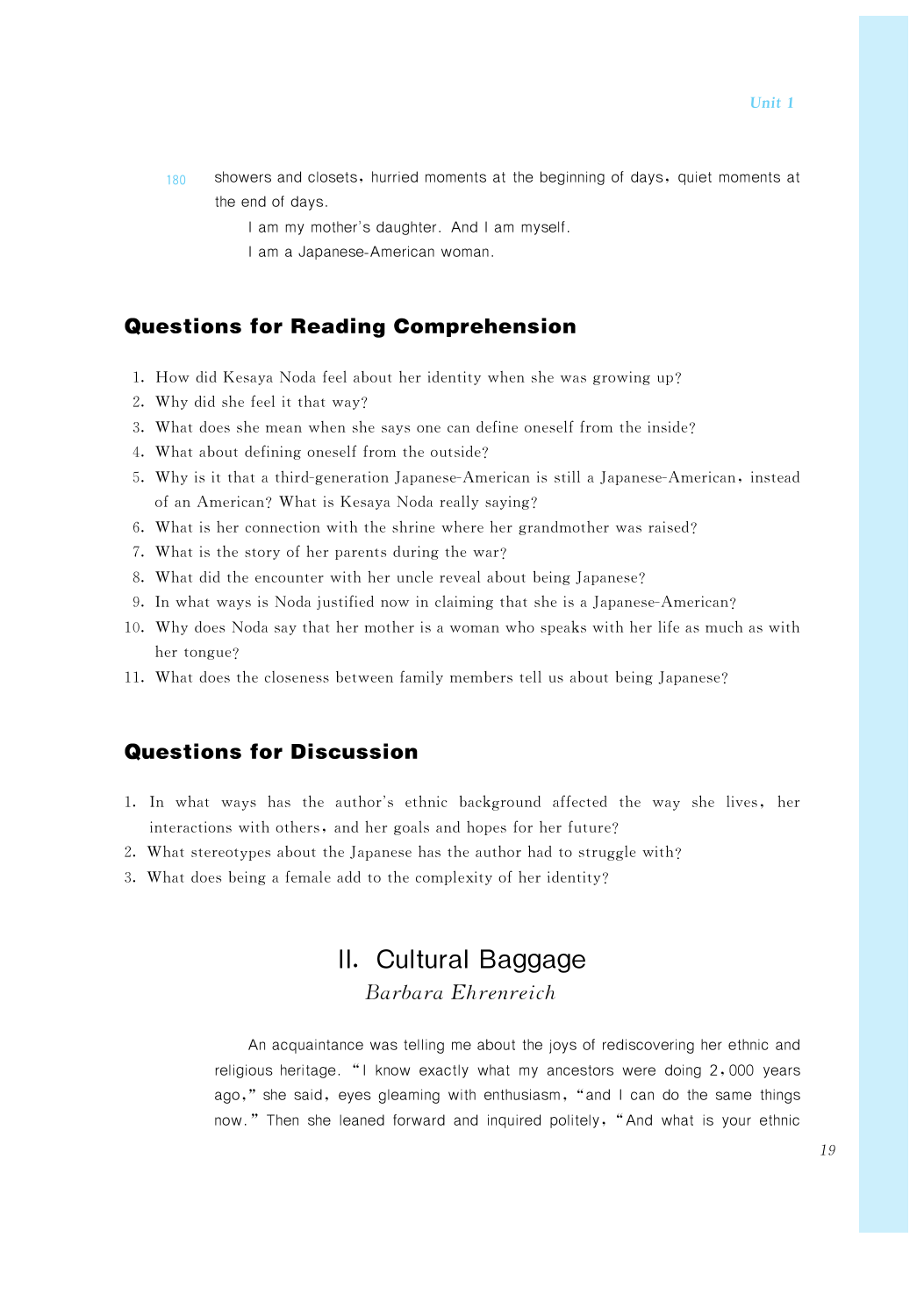showers and closets, hurried moments at the beginning of days, quiet moments at the end of days.

I am my mother's daughter. And I am myself.

I am a Japanese-American woman.

## Questions for Reading Comprehension

1. How did Kesaya Noda feel about her identity when she was growing up?
2. Why did she feel it that way?
3. What does she mean when she says one can define oneself from the inside?
4. What about defining oneself from the outside?
5. Why is it that a third-generation Japanese-American is still a Japanese-American, instead of an American? What is Kesaya Noda really saying?
6. What is her connection with the shrine where her grandmother was raised?
7. What is the story of her parents during the war?
8. What did the encounter with her uncle reveal about being Japanese?
9. In what ways is Noda justified now in claiming that she is a Japanese-American?
10. Why does Noda say that her mother is a woman who speaks with her life as much as with her tongue?
11. What does the closeness between family members tell us about being Japanese?

## Questions for Discussion

1. In what ways has the author's ethnic background affected the way she lives, her interactions with others, and her goals and hopes for her future?
2. What stereotypes about the Japanese has the author had to struggle with?
3. What does being a female add to the complexity of her identity?

# II. Cultural Baggage

*Barbara Ehrenreich*

An acquaintance was telling me about the joys of rediscovering her ethnic and religious heritage. "I know exactly what my ancestors were doing 2,000 years ago," she said, eyes gleaming with enthusiasm, "and I can do the same things now." Then she leaned forward and inquired politely, "And what is your ethnic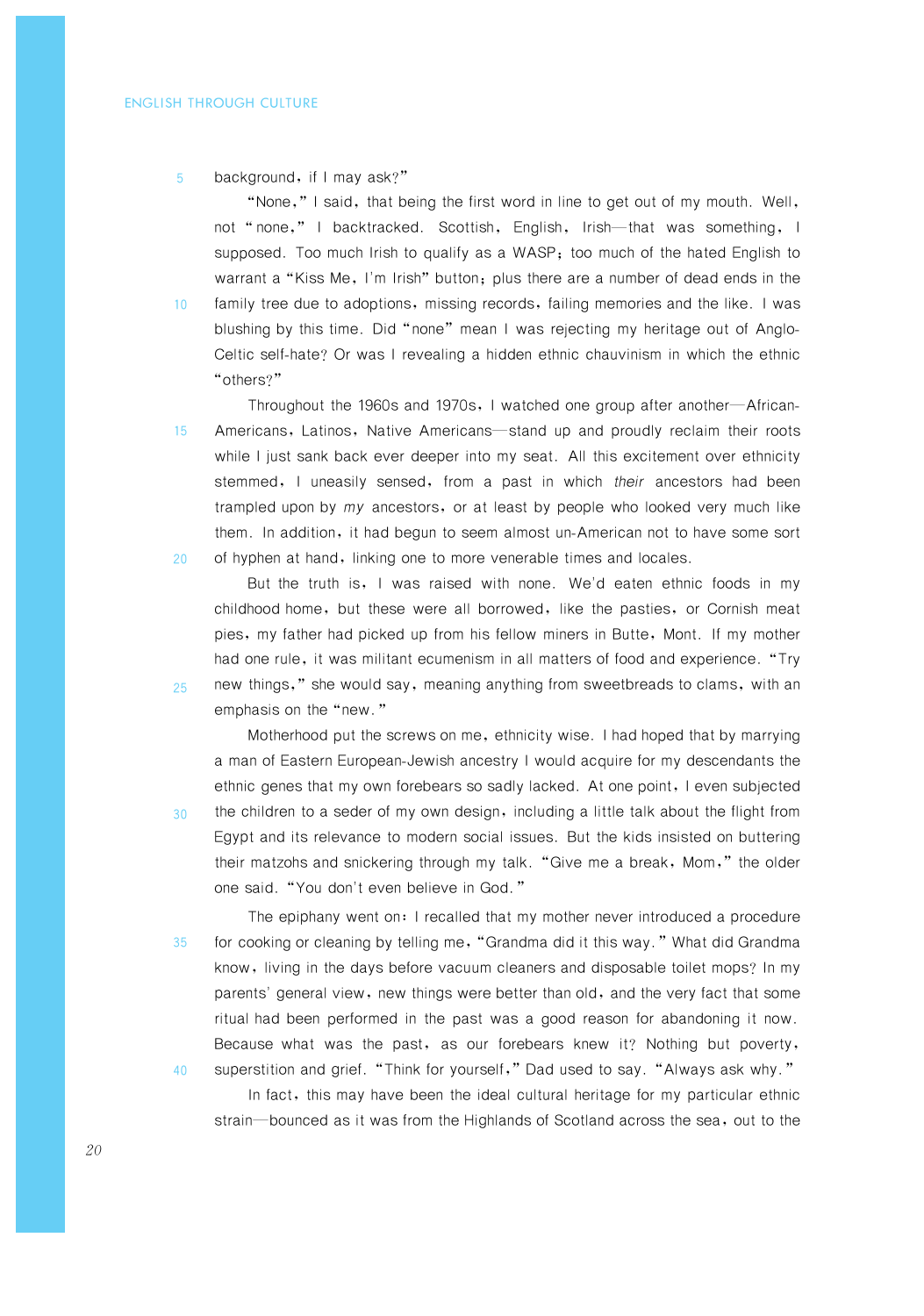background, if I may ask?"

"None," I said, that being the first word in line to get out of my mouth. Well, not "none," I backtracked. Scottish, English, Irish—that was something, I supposed. Too much Irish to qualify as a WASP; too much of the hated English to warrant a "Kiss Me, I'm Irish" button; plus there are a number of dead ends in the family tree due to adoptions, missing records, failing memories and the like. I was blushing by this time. Did "none" mean I was rejecting my heritage out of Anglo-Celtic self-hate? Or was I revealing a hidden ethnic chauvinism in which the ethnic "others?"

Throughout the 1960s and 1970s, I watched one group after another—African-Americans, Latinos, Native Americans—stand up and proudly reclaim their roots while I just sank back ever deeper into my seat. All this excitement over ethnicity stemmed, I uneasily sensed, from a past in which *their* ancestors had been trampled upon by *my* ancestors, or at least by people who looked very much like them. In addition, it had begun to seem almost un-American not to have some sort of hyphen at hand, linking one to more venerable times and locales.

But the truth is, I was raised with none. We'd eaten ethnic foods in my childhood home, but these were all borrowed, like the pasties, or Cornish meat pies, my father had picked up from his fellow miners in Butte, Mont. If my mother had one rule, it was militant ecumenism in all matters of food and experience. "Try new things," she would say, meaning anything from sweetbreads to clams, with an emphasis on the "new."

Motherhood put the screws on me, ethnicity wise. I had hoped that by marrying a man of Eastern European-Jewish ancestry I would acquire for my descendants the ethnic genes that my own forebears so sadly lacked. At one point, I even subjected the children to a seder of my own design, including a little talk about the flight from Egypt and its relevance to modern social issues. But the kids insisted on buttering their matzohs and snickering through my talk. "Give me a break, Mom," the older one said. "You don't even believe in God."

The epiphany went on: I recalled that my mother never introduced a procedure for cooking or cleaning by telling me, "Grandma did it this way." What did Grandma know, living in the days before vacuum cleaners and disposable toilet mops? In my parents' general view, new things were better than old, and the very fact that some ritual had been performed in the past was a good reason for abandoning it now. Because what was the past, as our forebears knew it? Nothing but poverty, superstition and grief. "Think for yourself," Dad used to say. "Always ask why."

In fact, this may have been the ideal cultural heritage for my particular ethnic strain—bounced as it was from the Highlands of Scotland across the sea, out to the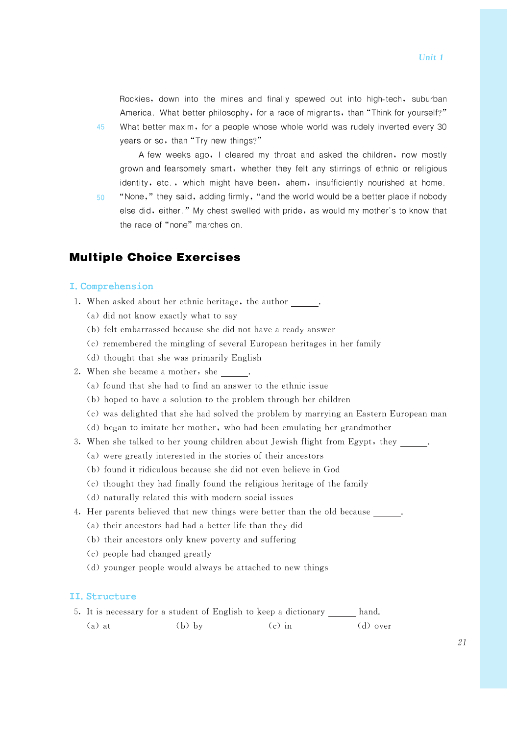Rockies, down into the mines and finally spewed out into high-tech, suburban America. What better philosophy, for a race of migrants, than "Think for yourself?" What better maxim, for a people whose whole world was rudely inverted every 30 years or so, than "Try new things?"

A few weeks ago, I cleared my throat and asked the children, now mostly grown and fearsomely smart, whether they felt any stirrings of ethnic or religious identity, etc., which might have been, ahem, insufficiently nourished at home. "None," they said, adding firmly, "and the world would be a better place if nobody else did, either." My chest swelled with pride, as would my mother's to know that the race of "none" marches on.

## Multiple Choice Exercises

### I. Comprehension

1. When asked about her ethnic heritage, the author ______.
   (a) did not know exactly what to say
   (b) felt embarrassed because she did not have a ready answer
   (c) remembered the mingling of several European heritages in her family
   (d) thought that she was primarily English
2. When she became a mother, she ______.
   (a) found that she had to find an answer to the ethnic issue
   (b) hoped to have a solution to the problem through her children
   (c) was delighted that she had solved the problem by marrying an Eastern European man
   (d) began to imitate her mother, who had been emulating her grandmother
3. When she talked to her young children about Jewish flight from Egypt, they ______.
   (a) were greatly interested in the stories of their ancestors
   (b) found it ridiculous because she did not even believe in God
   (c) thought they had finally found the religious heritage of the family
   (d) naturally related this with modern social issues
4. Her parents believed that new things were better than the old because ______.
   (a) their ancestors had had a better life than they did
   (b) their ancestors only knew poverty and suffering
   (c) people had changed greatly
   (d) younger people would always be attached to new things

### II. Structure

5. It is necessary for a student of English to keep a dictionary ______ hand.
   (a) at (b) by (c) in (d) over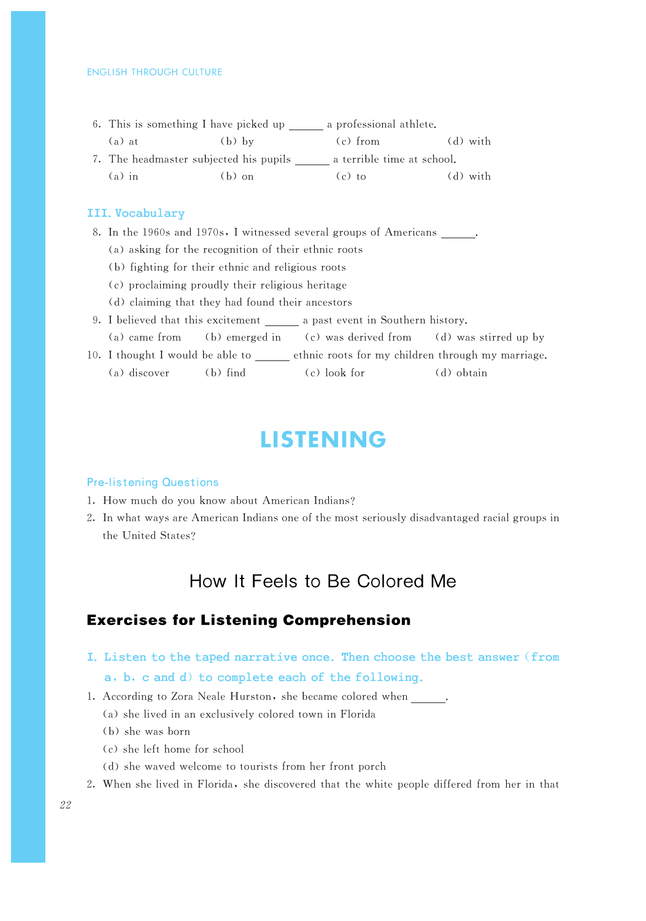6. This is something I have picked up ______ a professional athlete.
   (a) at (b) by (c) from (d) with
7. The headmaster subjected his pupils ______ a terrible time at school.
   (a) in (b) on (c) to (d) with

### III. Vocabulary

8. In the 1960s and 1970s, I witnessed several groups of Americans ______.
   (a) asking for the recognition of their ethnic roots
   (b) fighting for their ethnic and religious roots
   (c) proclaiming proudly their religious heritage
   (d) claiming that they had found their ancestors
9. I believed that this excitement ______ a past event in Southern history.
   (a) came from (b) emerged in (c) was derived from (d) was stirred up by
10. I thought I would be able to ______ ethnic roots for my children through my marriage.
    (a) discover (b) find (c) look for (d) obtain

# LISTENING

### Pre-listening Questions

1. How much do you know about American Indians?
2. In what ways are American Indians one of the most seriously disadvantaged racial groups in the United States?

## How It Feels to Be Colored Me

### Exercises for Listening Comprehension

**I. Listen to the taped narrative once. Then choose the best answer (from a, b, c and d) to complete each of the following.**

1. According to Zora Neale Hurston, she became colored when ______.
   (a) she lived in an exclusively colored town in Florida
   (b) she was born
   (c) she left home for school
   (d) she waved welcome to tourists from her front porch
2. When she lived in Florida, she discovered that the white people differed from her in that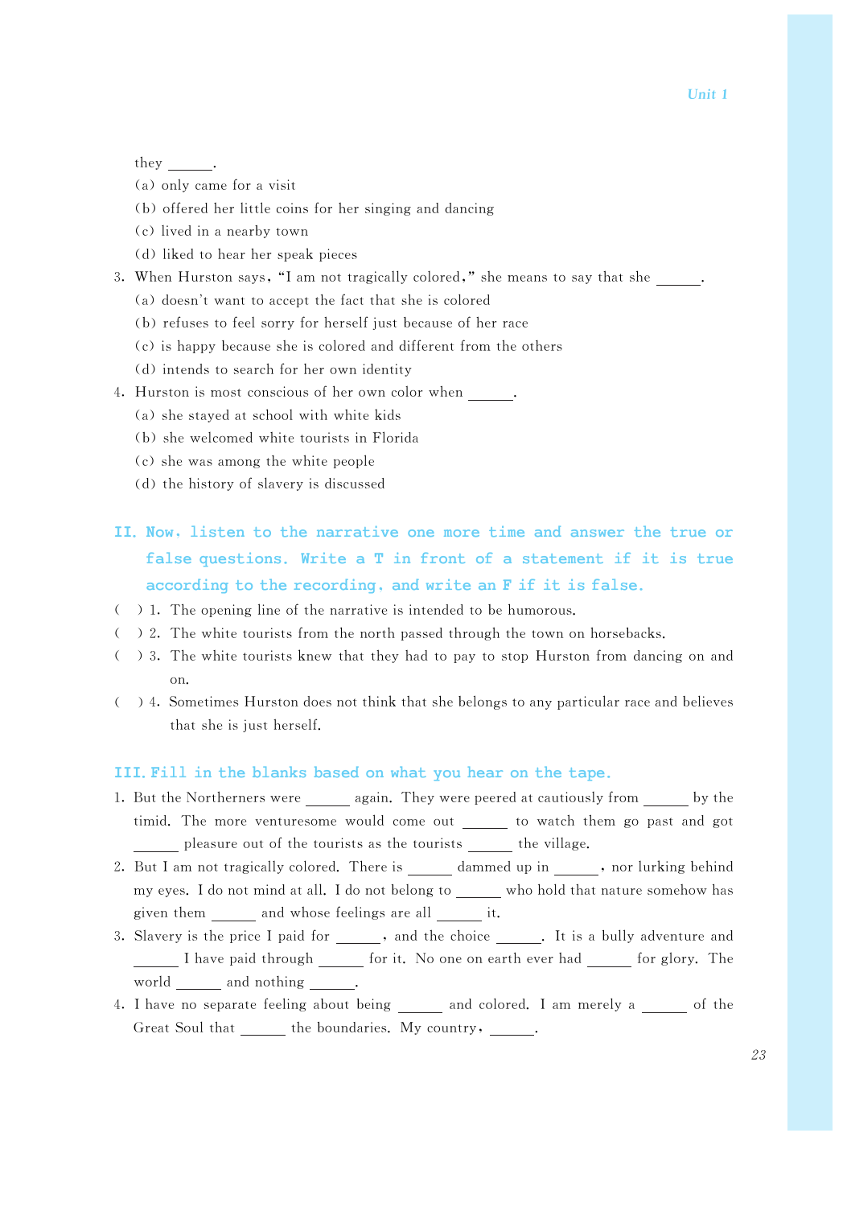they ______.

(a) only came for a visit

(b) offered her little coins for her singing and dancing

(c) lived in a nearby town

(d) liked to hear her speak pieces

3. When Hurston says, "I am not tragically colored," she means to say that she ______.

   (a) doesn't want to accept the fact that she is colored

   (b) refuses to feel sorry for herself just because of her race

   (c) is happy because she is colored and different from the others

   (d) intends to search for her own identity

4. Hurston is most conscious of her own color when ______.

   (a) she stayed at school with white kids

   (b) she welcomed white tourists in Florida

   (c) she was among the white people

   (d) the history of slavery is discussed

## II. Now, listen to the narrative one more time and answer the true or false questions. Write a T in front of a statement if it is true according to the recording, and write an F if it is false.

( ) 1. The opening line of the narrative is intended to be humorous.

( ) 2. The white tourists from the north passed through the town on horsebacks.

( ) 3. The white tourists knew that they had to pay to stop Hurston from dancing on and on.

( ) 4. Sometimes Hurston does not think that she belongs to any particular race and believes that she is just herself.

## III. Fill in the blanks based on what you hear on the tape.

1. But the Northerners were ______ again. They were peered at cautiously from ______ by the timid. The more venturesome would come out ______ to watch them go past and got ______ pleasure out of the tourists as the tourists ______ the village.

2. But I am not tragically colored. There is ______ dammed up in ______, nor lurking behind my eyes. I do not mind at all. I do not belong to ______ who hold that nature somehow has given them ______ and whose feelings are all ______ it.

3. Slavery is the price I paid for ______, and the choice ______. It is a bully adventure and ______ I have paid through ______ for it. No one on earth ever had ______ for glory. The world ______ and nothing ______.

4. I have no separate feeling about being ______ and colored. I am merely a ______ of the Great Soul that ______ the boundaries. My country, ______.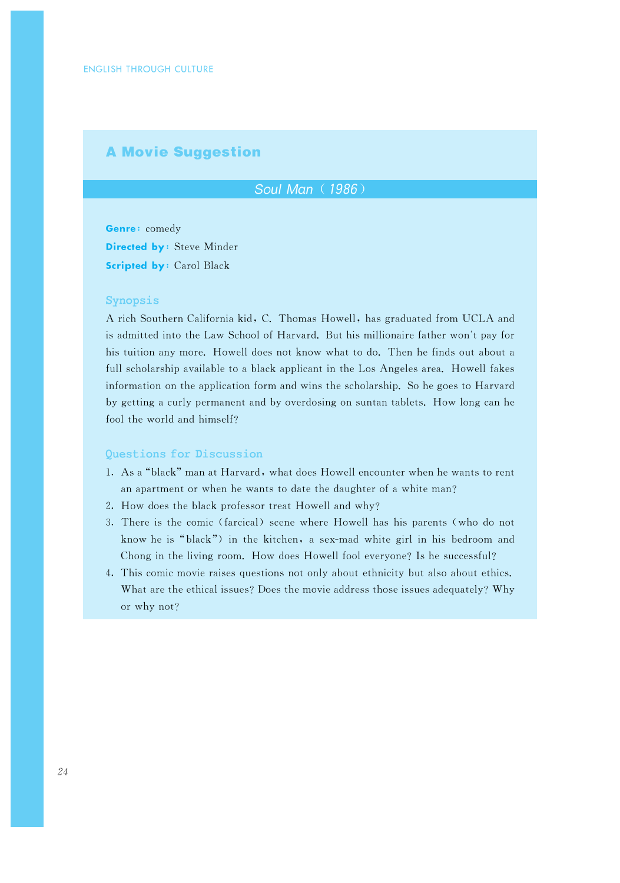## A Movie Suggestion

### *Soul Man* (1986)

**Genre:** comedy

**Directed by:** Steve Minder

**Scripted by:** Carol Black

#### Synopsis

A rich Southern California kid, C. Thomas Howell, has graduated from UCLA and is admitted into the Law School of Harvard. But his millionaire father won't pay for his tuition any more. Howell does not know what to do. Then he finds out about a full scholarship available to a black applicant in the Los Angeles area. Howell fakes information on the application form and wins the scholarship. So he goes to Harvard by getting a curly permanent and by overdosing on suntan tablets. How long can he fool the world and himself?

#### Questions for Discussion

1. As a "black" man at Harvard, what does Howell encounter when he wants to rent an apartment or when he wants to date the daughter of a white man?
2. How does the black professor treat Howell and why?
3. There is the comic (farcical) scene where Howell has his parents (who do not know he is "black") in the kitchen, a sex-mad white girl in his bedroom and Chong in the living room. How does Howell fool everyone? Is he successful?
4. This comic movie raises questions not only about ethnicity but also about ethics. What are the ethical issues? Does the movie address those issues adequately? Why or why not?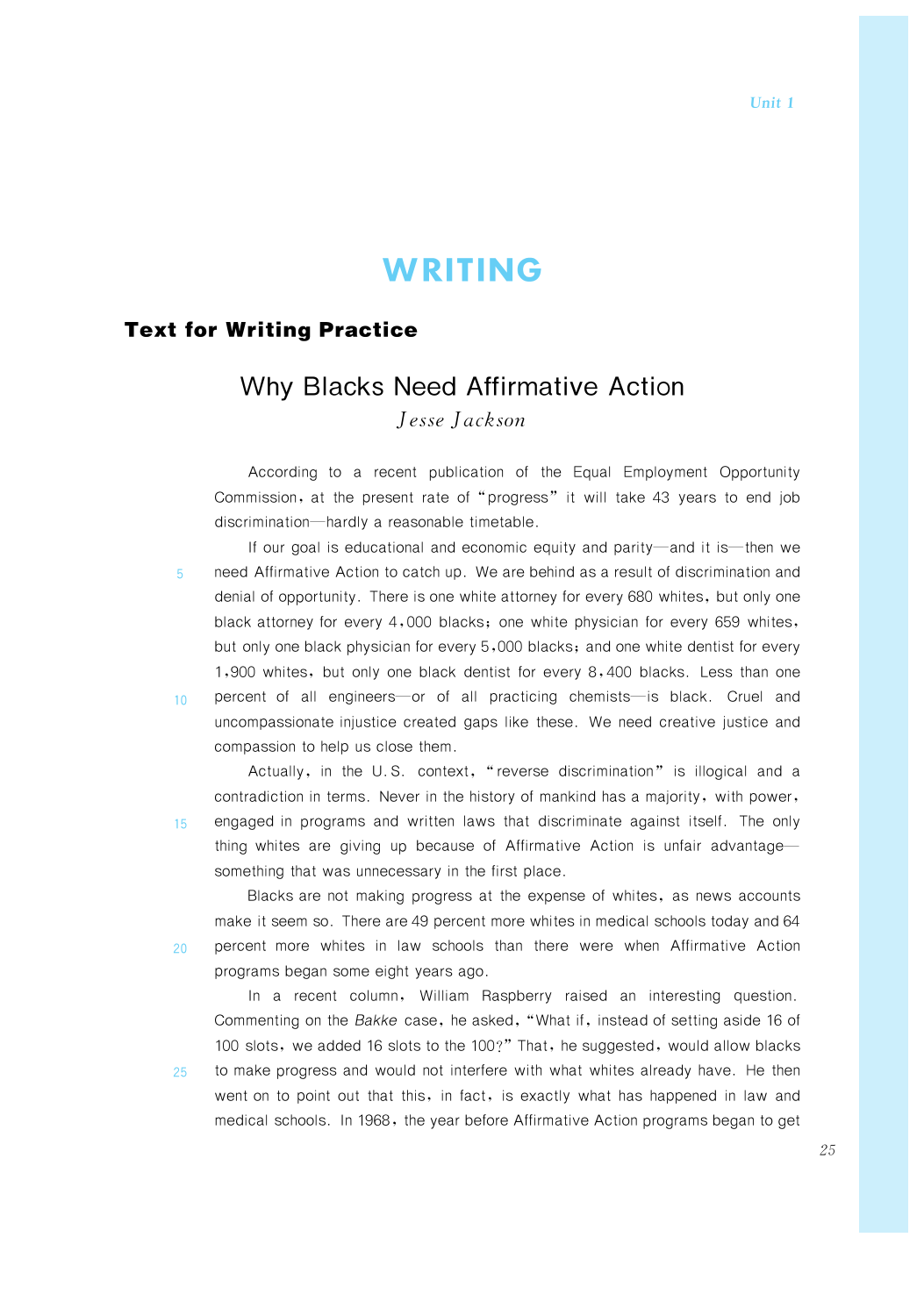# WRITING

## Text for Writing Practice

### Why Blacks Need Affirmative Action

*Jesse Jackson*

According to a recent publication of the Equal Employment Opportunity Commission, at the present rate of "progress" it will take 43 years to end job discrimination—hardly a reasonable timetable.

If our goal is educational and economic equity and parity—and it is—then we need Affirmative Action to catch up. We are behind as a result of discrimination and denial of opportunity. There is one white attorney for every 680 whites, but only one black attorney for every 4,000 blacks; one white physician for every 659 whites, but only one black physician for every 5,000 blacks; and one white dentist for every 1,900 whites, but only one black dentist for every 8,400 blacks. Less than one percent of all engineers—or of all practicing chemists—is black. Cruel and uncompassionate injustice created gaps like these. We need creative justice and compassion to help us close them.

Actually, in the U.S. context, "reverse discrimination" is illogical and a contradiction in terms. Never in the history of mankind has a majority, with power, engaged in programs and written laws that discriminate against itself. The only thing whites are giving up because of Affirmative Action is unfair advantage—something that was unnecessary in the first place.

Blacks are not making progress at the expense of whites, as news accounts make it seem so. There are 49 percent more whites in medical schools today and 64 percent more whites in law schools than there were when Affirmative Action programs began some eight years ago.

In a recent column, William Raspberry raised an interesting question. Commenting on the *Bakke* case, he asked, "What if, instead of setting aside 16 of 100 slots, we added 16 slots to the 100?" That, he suggested, would allow blacks to make progress and would not interfere with what whites already have. He then went on to point out that this, in fact, is exactly what has happened in law and medical schools. In 1968, the year before Affirmative Action programs began to get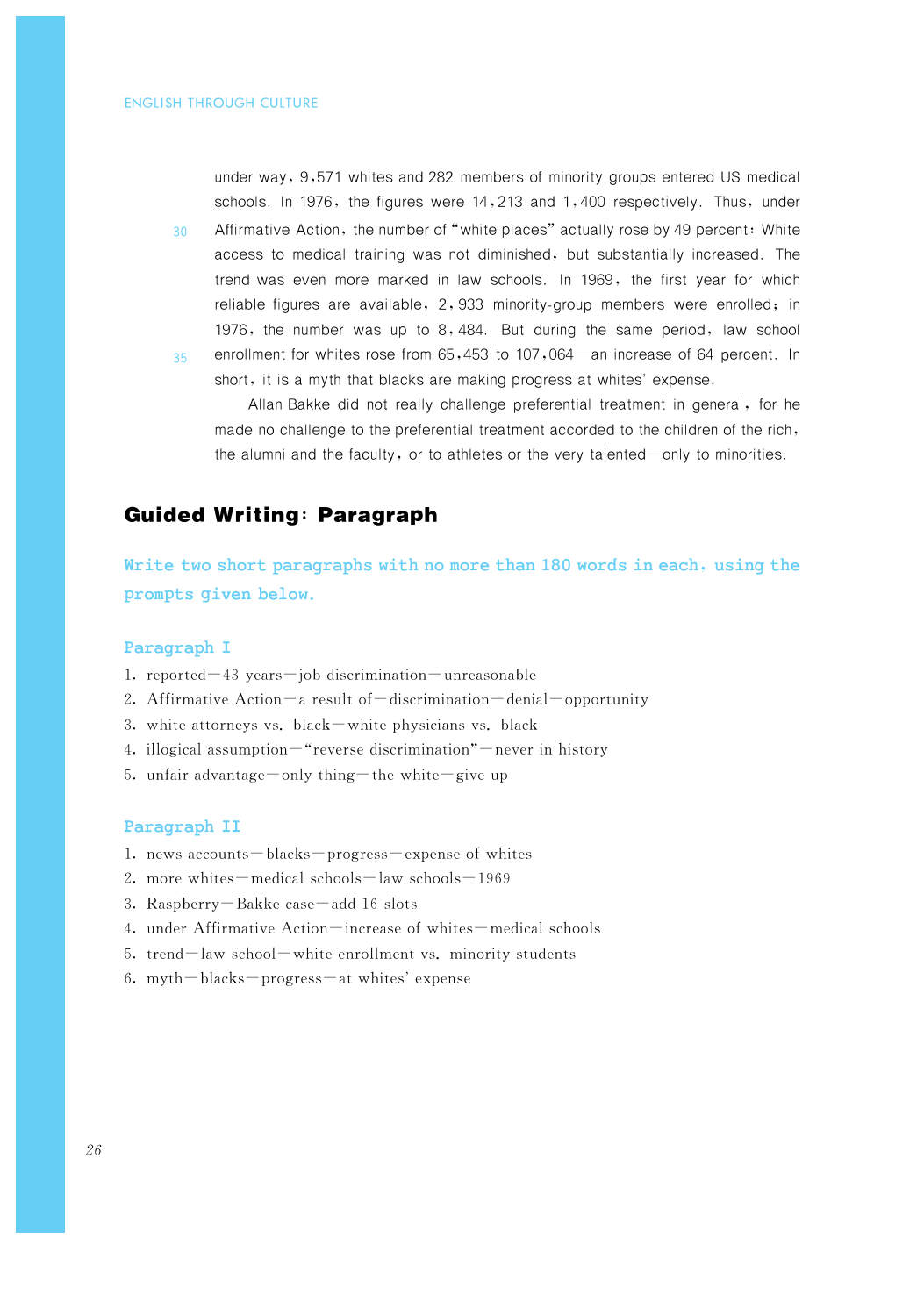under way, 9,571 whites and 282 members of minority groups entered US medical schools. In 1976, the figures were 14,213 and 1,400 respectively. Thus, under Affirmative Action, the number of "white places" actually rose by 49 percent: White access to medical training was not diminished, but substantially increased. The trend was even more marked in law schools. In 1969, the first year for which reliable figures are available, 2,933 minority-group members were enrolled; in 1976, the number was up to 8,484. But during the same period, law school enrollment for whites rose from 65,453 to 107,064—an increase of 64 percent. In short, it is a myth that blacks are making progress at whites' expense.

Allan Bakke did not really challenge preferential treatment in general, for he made no challenge to the preferential treatment accorded to the children of the rich, the alumni and the faculty, or to athletes or the very talented—only to minorities.

## Guided Writing: Paragraph

**Write two short paragraphs with no more than 180 words in each, using the prompts given below.**

### Paragraph I

1. reported—43 years—job discrimination—unreasonable
2. Affirmative Action—a result of—discrimination—denial—opportunity
3. white attorneys vs. black—white physicians vs. black
4. illogical assumption—"reverse discrimination"—never in history
5. unfair advantage—only thing—the white—give up

### Paragraph II

1. news accounts—blacks—progress—expense of whites
2. more whites—medical schools—law schools—1969
3. Raspberry—Bakke case—add 16 slots
4. under Affirmative Action—increase of whites—medical schools
5. trend—law school—white enrollment vs. minority students
6. myth—blacks—progress—at whites' expense